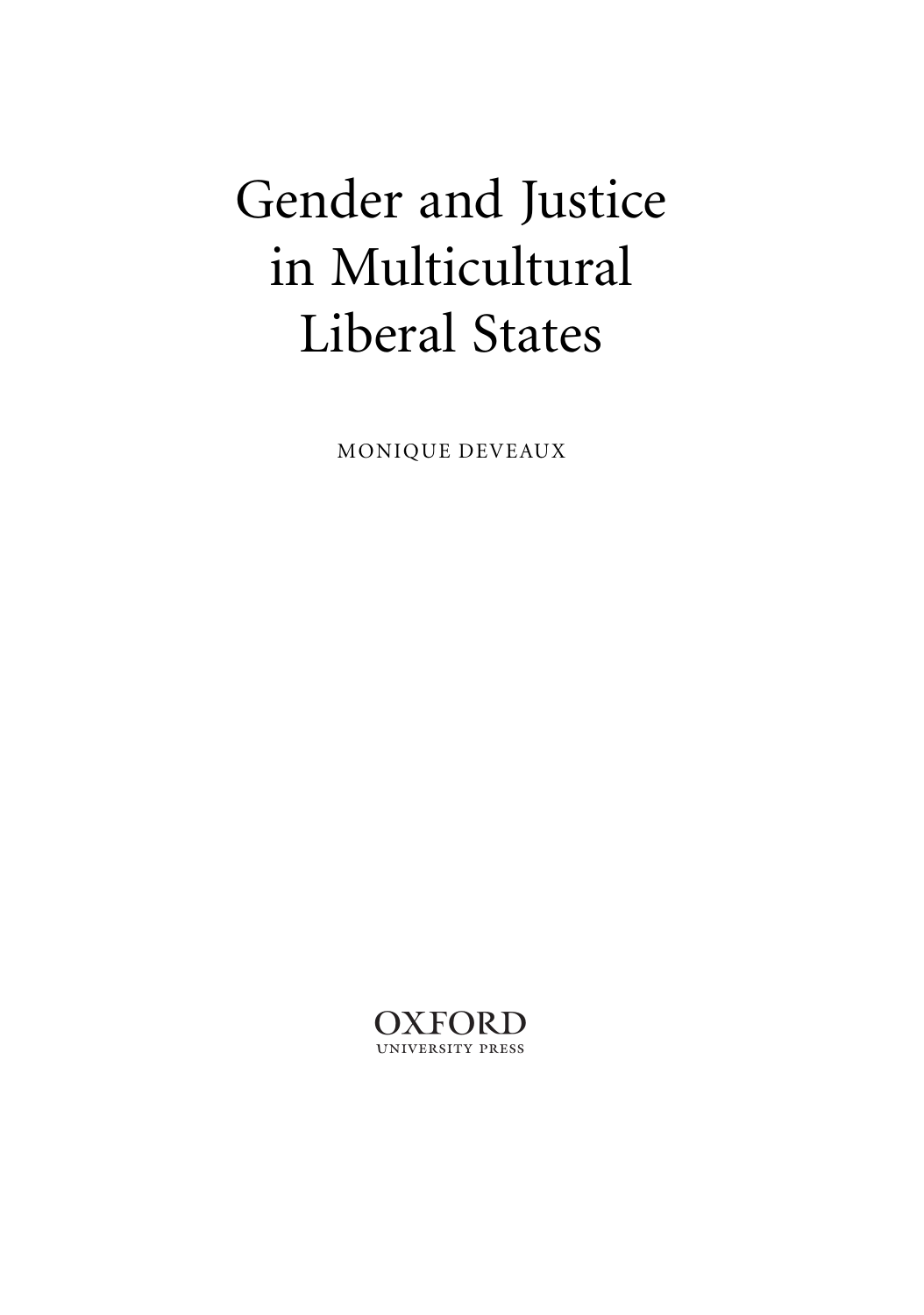# Gender and Justice in Multicultural Liberal States

MONIQUE DEVEAUX

OXFORD
UNIVERSITY PRESS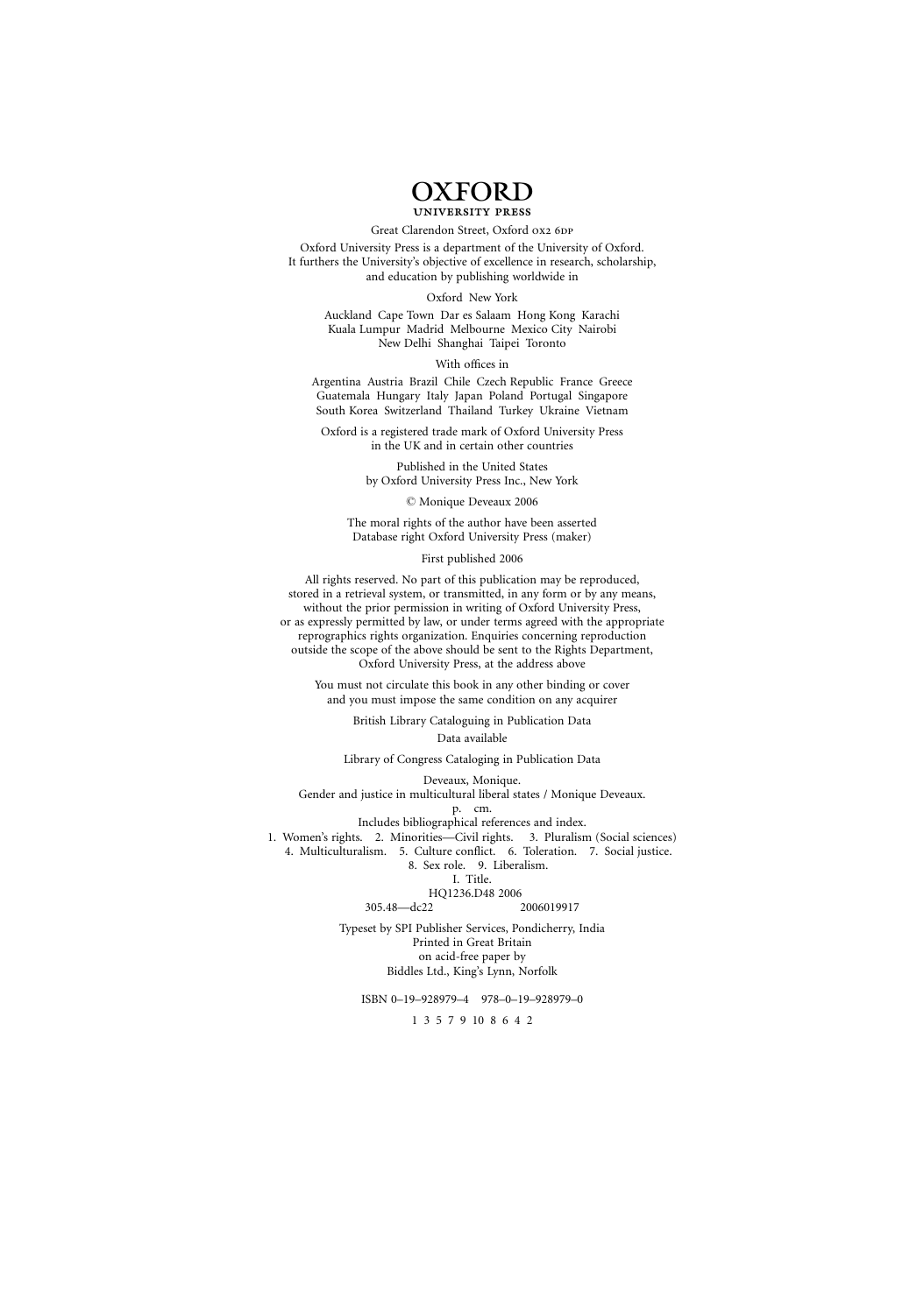# OXFORD

UNIVERSITY PRESS

Great Clarendon Street, Oxford OX2 6DP

Oxford University Press is a department of the University of Oxford.
It furthers the University's objective of excellence in research, scholarship,
and education by publishing worldwide in

Oxford New York

Auckland Cape Town Dar es Salaam Hong Kong Karachi
Kuala Lumpur Madrid Melbourne Mexico City Nairobi
New Delhi Shanghai Taipei Toronto

With offices in

Argentina Austria Brazil Chile Czech Republic France Greece
Guatemala Hungary Italy Japan Poland Portugal Singapore
South Korea Switzerland Thailand Turkey Ukraine Vietnam

Oxford is a registered trade mark of Oxford University Press
in the UK and in certain other countries

Published in the United States
by Oxford University Press Inc., New York

© Monique Deveaux 2006

The moral rights of the author have been asserted
Database right Oxford University Press (maker)

First published 2006

All rights reserved. No part of this publication may be reproduced,
stored in a retrieval system, or transmitted, in any form or by any means,
without the prior permission in writing of Oxford University Press,
or as expressly permitted by law, or under terms agreed with the appropriate
reprographics rights organization. Enquiries concerning reproduction
outside the scope of the above should be sent to the Rights Department,
Oxford University Press, at the address above

You must not circulate this book in any other binding or cover
and you must impose the same condition on any acquirer

British Library Cataloguing in Publication Data

Data available

Library of Congress Cataloging in Publication Data

Deveaux, Monique.
Gender and justice in multicultural liberal states / Monique Deveaux.
p. cm.
Includes bibliographical references and index.
1. Women's rights. 2. Minorities—Civil rights. 3. Pluralism (Social sciences)
4. Multiculturalism. 5. Culture conflict. 6. Toleration. 7. Social justice.
8. Sex role. 9. Liberalism.
I. Title.
HQ1236.D48 2006
305.48—dc22 2006019917

Typeset by SPI Publisher Services, Pondicherry, India
Printed in Great Britain
on acid-free paper by
Biddles Ltd., King's Lynn, Norfolk

ISBN 0–19–928979–4 978–0–19–928979–0

1 3 5 7 9 10 8 6 4 2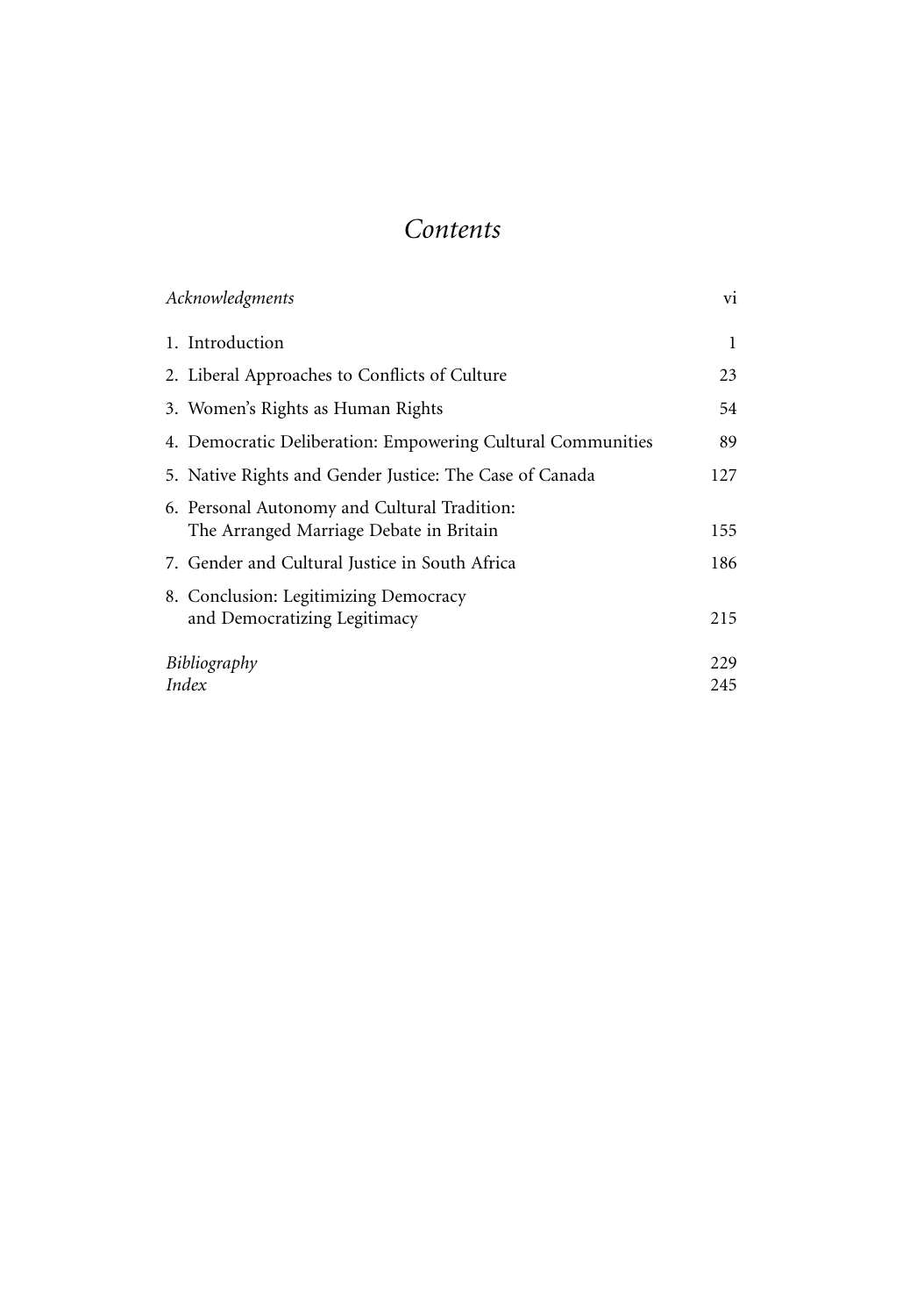# *Contents*

| | |
|---|---|
| *Acknowledgments* | vi |
| 1. Introduction | 1 |
| 2. Liberal Approaches to Conflicts of Culture | 23 |
| 3. Women's Rights as Human Rights | 54 |
| 4. Democratic Deliberation: Empowering Cultural Communities | 89 |
| 5. Native Rights and Gender Justice: The Case of Canada | 127 |
| 6. Personal Autonomy and Cultural Tradition: The Arranged Marriage Debate in Britain | 155 |
| 7. Gender and Cultural Justice in South Africa | 186 |
| 8. Conclusion: Legitimizing Democracy and Democratizing Legitimacy | 215 |
| *Bibliography* | 229 |
| *Index* | 245 |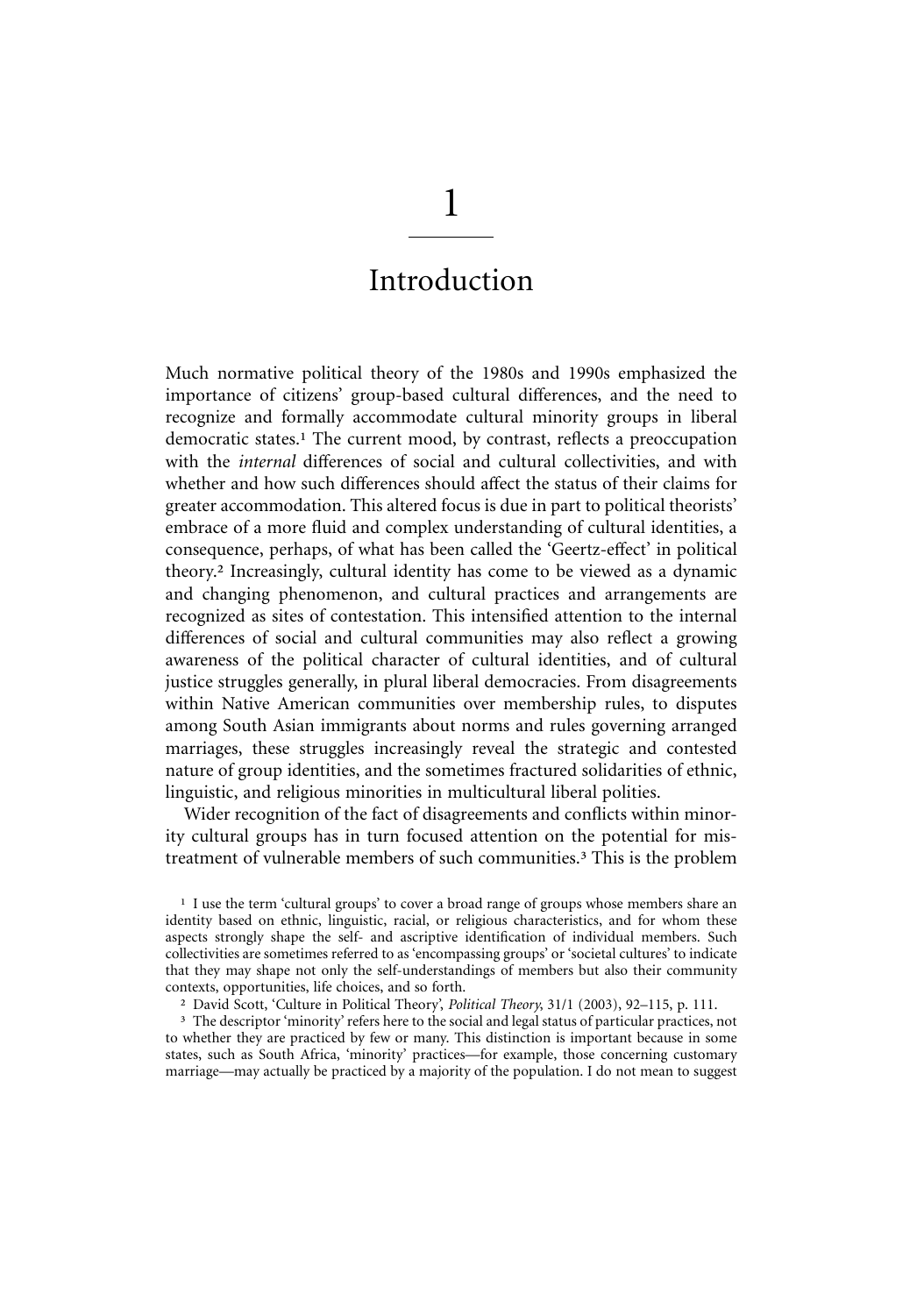# 1

# Introduction

Much normative political theory of the 1980s and 1990s emphasized the importance of citizens' group-based cultural differences, and the need to recognize and formally accommodate cultural minority groups in liberal democratic states.[1] The current mood, by contrast, reflects a preoccupation with the *internal* differences of social and cultural collectivities, and with whether and how such differences should affect the status of their claims for greater accommodation. This altered focus is due in part to political theorists' embrace of a more fluid and complex understanding of cultural identities, a consequence, perhaps, of what has been called the 'Geertz-effect' in political theory.[2] Increasingly, cultural identity has come to be viewed as a dynamic and changing phenomenon, and cultural practices and arrangements are recognized as sites of contestation. This intensified attention to the internal differences of social and cultural communities may also reflect a growing awareness of the political character of cultural identities, and of cultural justice struggles generally, in plural liberal democracies. From disagreements within Native American communities over membership rules, to disputes among South Asian immigrants about norms and rules governing arranged marriages, these struggles increasingly reveal the strategic and contested nature of group identities, and the sometimes fractured solidarities of ethnic, linguistic, and religious minorities in multicultural liberal polities.

Wider recognition of the fact of disagreements and conflicts within minority cultural groups has in turn focused attention on the potential for mistreatment of vulnerable members of such communities.[3] This is the problem

[1] I use the term 'cultural groups' to cover a broad range of groups whose members share an identity based on ethnic, linguistic, racial, or religious characteristics, and for whom these aspects strongly shape the self- and ascriptive identification of individual members. Such collectivities are sometimes referred to as 'encompassing groups' or 'societal cultures' to indicate that they may shape not only the self-understandings of members but also their community contexts, opportunities, life choices, and so forth.

[2] David Scott, 'Culture in Political Theory', *Political Theory*, 31/1 (2003), 92–115, p. 111.

[3] The descriptor 'minority' refers here to the social and legal status of particular practices, not to whether they are practiced by few or many. This distinction is important because in some states, such as South Africa, 'minority' practices—for example, those concerning customary marriage—may actually be practiced by a majority of the population. I do not mean to suggest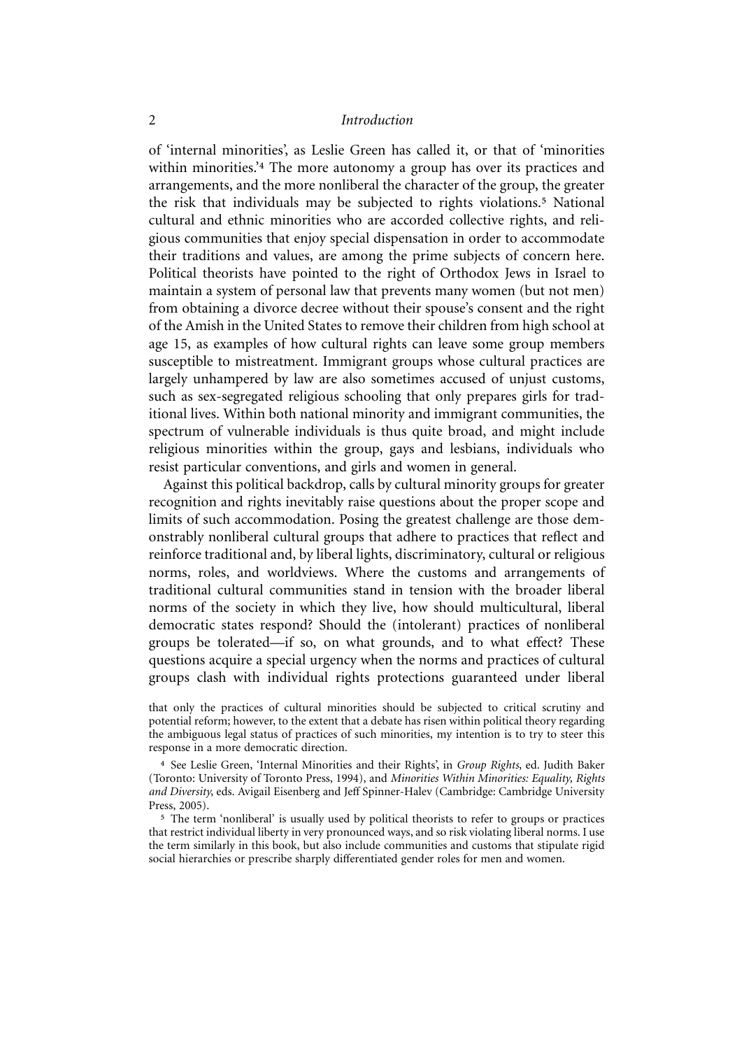of 'internal minorities', as Leslie Green has called it, or that of 'minorities within minorities.'[4] The more autonomy a group has over its practices and arrangements, and the more nonliberal the character of the group, the greater the risk that individuals may be subjected to rights violations.[5] National cultural and ethnic minorities who are accorded collective rights, and religious communities that enjoy special dispensation in order to accommodate their traditions and values, are among the prime subjects of concern here. Political theorists have pointed to the right of Orthodox Jews in Israel to maintain a system of personal law that prevents many women (but not men) from obtaining a divorce decree without their spouse's consent and the right of the Amish in the United States to remove their children from high school at age 15, as examples of how cultural rights can leave some group members susceptible to mistreatment. Immigrant groups whose cultural practices are largely unhampered by law are also sometimes accused of unjust customs, such as sex-segregated religious schooling that only prepares girls for traditional lives. Within both national minority and immigrant communities, the spectrum of vulnerable individuals is thus quite broad, and might include religious minorities within the group, gays and lesbians, individuals who resist particular conventions, and girls and women in general.

Against this political backdrop, calls by cultural minority groups for greater recognition and rights inevitably raise questions about the proper scope and limits of such accommodation. Posing the greatest challenge are those demonstrably nonliberal cultural groups that adhere to practices that reflect and reinforce traditional and, by liberal lights, discriminatory, cultural or religious norms, roles, and worldviews. Where the customs and arrangements of traditional cultural communities stand in tension with the broader liberal norms of the society in which they live, how should multicultural, liberal democratic states respond? Should the (intolerant) practices of nonliberal groups be tolerated—if so, on what grounds, and to what effect? These questions acquire a special urgency when the norms and practices of cultural groups clash with individual rights protections guaranteed under liberal

that only the practices of cultural minorities should be subjected to critical scrutiny and potential reform; however, to the extent that a debate has risen within political theory regarding the ambiguous legal status of practices of such minorities, my intention is to try to steer this response in a more democratic direction.

[4] See Leslie Green, 'Internal Minorities and their Rights', in *Group Rights*, ed. Judith Baker (Toronto: University of Toronto Press, 1994), and *Minorities Within Minorities: Equality, Rights and Diversity*, eds. Avigail Eisenberg and Jeff Spinner-Halev (Cambridge: Cambridge University Press, 2005).

[5] The term 'nonliberal' is usually used by political theorists to refer to groups or practices that restrict individual liberty in very pronounced ways, and so risk violating liberal norms. I use the term similarly in this book, but also include communities and customs that stipulate rigid social hierarchies or prescribe sharply differentiated gender roles for men and women.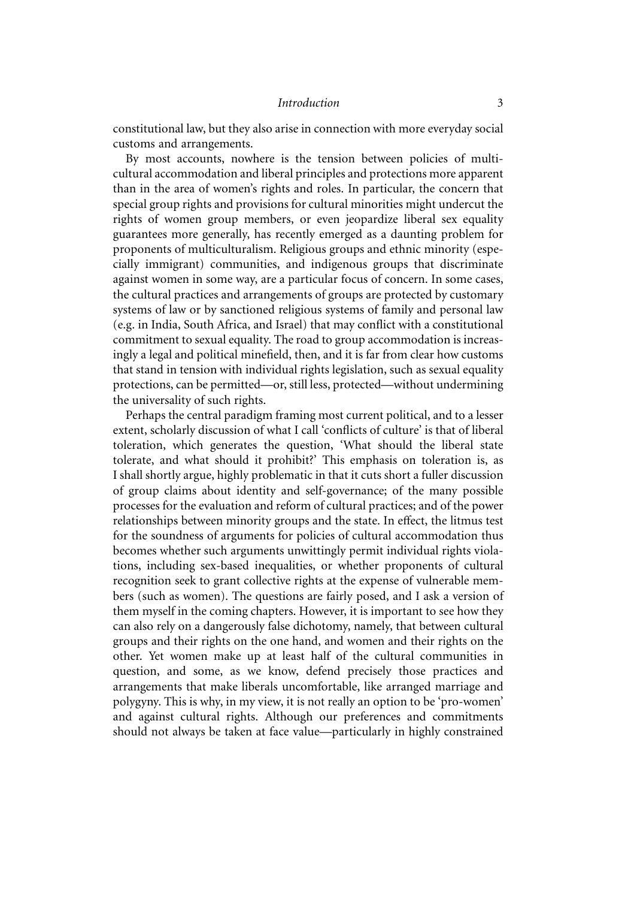constitutional law, but they also arise in connection with more everyday social customs and arrangements.

By most accounts, nowhere is the tension between policies of multicultural accommodation and liberal principles and protections more apparent than in the area of women's rights and roles. In particular, the concern that special group rights and provisions for cultural minorities might undercut the rights of women group members, or even jeopardize liberal sex equality guarantees more generally, has recently emerged as a daunting problem for proponents of multiculturalism. Religious groups and ethnic minority (especially immigrant) communities, and indigenous groups that discriminate against women in some way, are a particular focus of concern. In some cases, the cultural practices and arrangements of groups are protected by customary systems of law or by sanctioned religious systems of family and personal law (e.g. in India, South Africa, and Israel) that may conflict with a constitutional commitment to sexual equality. The road to group accommodation is increasingly a legal and political minefield, then, and it is far from clear how customs that stand in tension with individual rights legislation, such as sexual equality protections, can be permitted—or, still less, protected—without undermining the universality of such rights.

Perhaps the central paradigm framing most current political, and to a lesser extent, scholarly discussion of what I call 'conflicts of culture' is that of liberal toleration, which generates the question, 'What should the liberal state tolerate, and what should it prohibit?' This emphasis on toleration is, as I shall shortly argue, highly problematic in that it cuts short a fuller discussion of group claims about identity and self-governance; of the many possible processes for the evaluation and reform of cultural practices; and of the power relationships between minority groups and the state. In effect, the litmus test for the soundness of arguments for policies of cultural accommodation thus becomes whether such arguments unwittingly permit individual rights violations, including sex-based inequalities, or whether proponents of cultural recognition seek to grant collective rights at the expense of vulnerable members (such as women). The questions are fairly posed, and I ask a version of them myself in the coming chapters. However, it is important to see how they can also rely on a dangerously false dichotomy, namely, that between cultural groups and their rights on the one hand, and women and their rights on the other. Yet women make up at least half of the cultural communities in question, and some, as we know, defend precisely those practices and arrangements that make liberals uncomfortable, like arranged marriage and polygyny. This is why, in my view, it is not really an option to be 'pro-women' and against cultural rights. Although our preferences and commitments should not always be taken at face value—particularly in highly constrained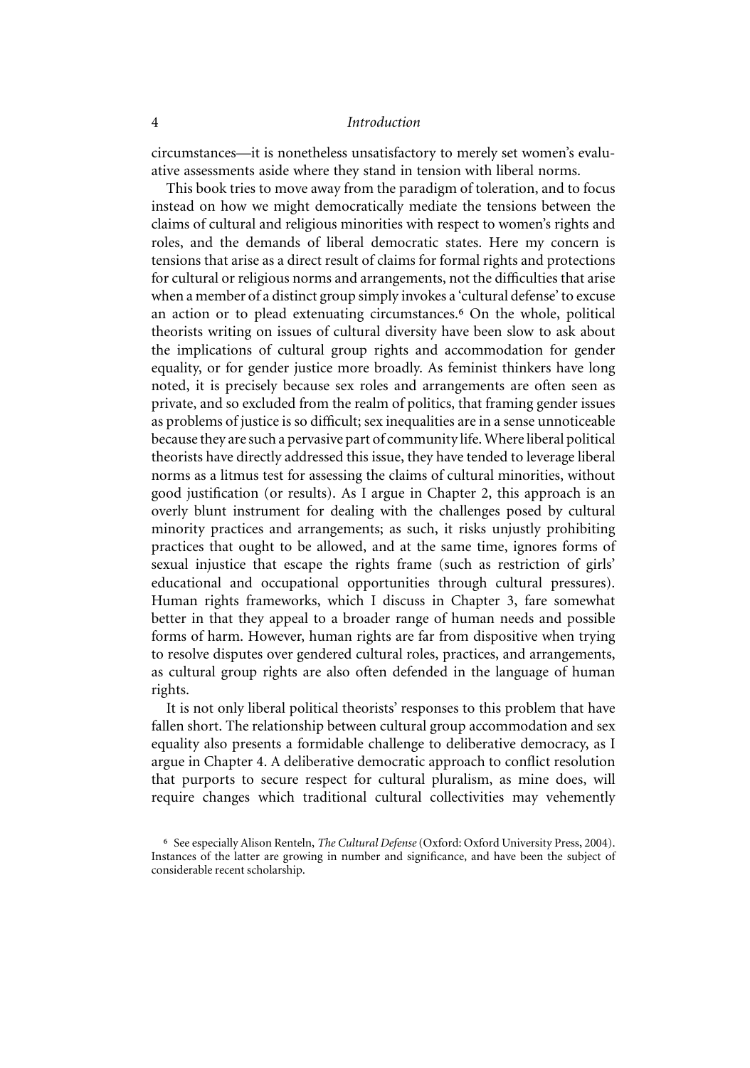circumstances—it is nonetheless unsatisfactory to merely set women's evaluative assessments aside where they stand in tension with liberal norms.

This book tries to move away from the paradigm of toleration, and to focus instead on how we might democratically mediate the tensions between the claims of cultural and religious minorities with respect to women's rights and roles, and the demands of liberal democratic states. Here my concern is tensions that arise as a direct result of claims for formal rights and protections for cultural or religious norms and arrangements, not the difficulties that arise when a member of a distinct group simply invokes a 'cultural defense' to excuse an action or to plead extenuating circumstances.[6] On the whole, political theorists writing on issues of cultural diversity have been slow to ask about the implications of cultural group rights and accommodation for gender equality, or for gender justice more broadly. As feminist thinkers have long noted, it is precisely because sex roles and arrangements are often seen as private, and so excluded from the realm of politics, that framing gender issues as problems of justice is so difficult; sex inequalities are in a sense unnoticeable because they are such a pervasive part of community life. Where liberal political theorists have directly addressed this issue, they have tended to leverage liberal norms as a litmus test for assessing the claims of cultural minorities, without good justification (or results). As I argue in Chapter 2, this approach is an overly blunt instrument for dealing with the challenges posed by cultural minority practices and arrangements; as such, it risks unjustly prohibiting practices that ought to be allowed, and at the same time, ignores forms of sexual injustice that escape the rights frame (such as restriction of girls' educational and occupational opportunities through cultural pressures). Human rights frameworks, which I discuss in Chapter 3, fare somewhat better in that they appeal to a broader range of human needs and possible forms of harm. However, human rights are far from dispositive when trying to resolve disputes over gendered cultural roles, practices, and arrangements, as cultural group rights are also often defended in the language of human rights.

It is not only liberal political theorists' responses to this problem that have fallen short. The relationship between cultural group accommodation and sex equality also presents a formidable challenge to deliberative democracy, as I argue in Chapter 4. A deliberative democratic approach to conflict resolution that purports to secure respect for cultural pluralism, as mine does, will require changes which traditional cultural collectivities may vehemently

[6] See especially Alison Renteln, *The Cultural Defense* (Oxford: Oxford University Press, 2004). Instances of the latter are growing in number and significance, and have been the subject of considerable recent scholarship.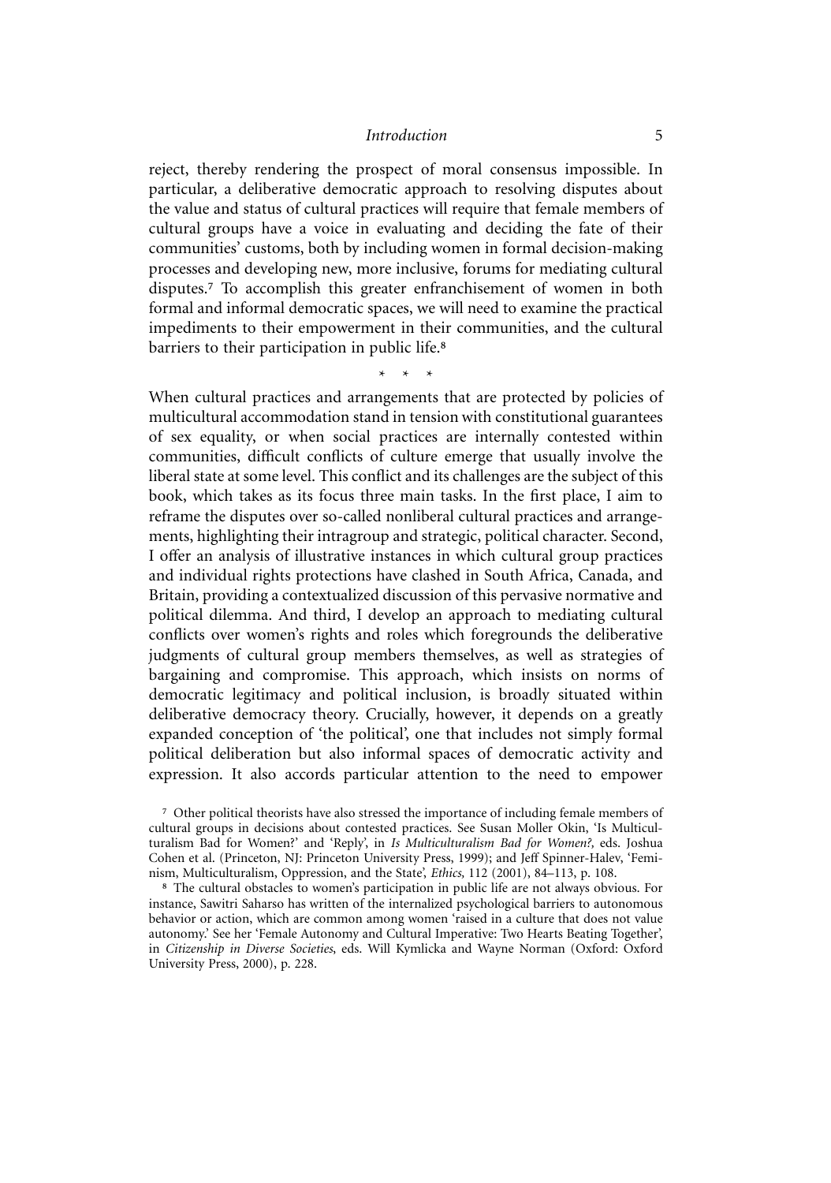reject, thereby rendering the prospect of moral consensus impossible. In particular, a deliberative democratic approach to resolving disputes about the value and status of cultural practices will require that female members of cultural groups have a voice in evaluating and deciding the fate of their communities' customs, both by including women in formal decision-making processes and developing new, more inclusive, forums for mediating cultural disputes.[7] To accomplish this greater enfranchisement of women in both formal and informal democratic spaces, we will need to examine the practical impediments to their empowerment in their communities, and the cultural barriers to their participation in public life.[8]

\* \* \*

When cultural practices and arrangements that are protected by policies of multicultural accommodation stand in tension with constitutional guarantees of sex equality, or when social practices are internally contested within communities, difficult conflicts of culture emerge that usually involve the liberal state at some level. This conflict and its challenges are the subject of this book, which takes as its focus three main tasks. In the first place, I aim to reframe the disputes over so-called nonliberal cultural practices and arrangements, highlighting their intragroup and strategic, political character. Second, I offer an analysis of illustrative instances in which cultural group practices and individual rights protections have clashed in South Africa, Canada, and Britain, providing a contextualized discussion of this pervasive normative and political dilemma. And third, I develop an approach to mediating cultural conflicts over women's rights and roles which foregrounds the deliberative judgments of cultural group members themselves, as well as strategies of bargaining and compromise. This approach, which insists on norms of democratic legitimacy and political inclusion, is broadly situated within deliberative democracy theory. Crucially, however, it depends on a greatly expanded conception of 'the political', one that includes not simply formal political deliberation but also informal spaces of democratic activity and expression. It also accords particular attention to the need to empower

[7] Other political theorists have also stressed the importance of including female members of cultural groups in decisions about contested practices. See Susan Moller Okin, 'Is Multiculturalism Bad for Women?' and 'Reply', in *Is Multiculturalism Bad for Women?*, eds. Joshua Cohen et al. (Princeton, NJ: Princeton University Press, 1999); and Jeff Spinner-Halev, 'Feminism, Multiculturalism, Oppression, and the State', *Ethics*, 112 (2001), 84–113, p. 108.

[8] The cultural obstacles to women's participation in public life are not always obvious. For instance, Sawitri Saharso has written of the internalized psychological barriers to autonomous behavior or action, which are common among women 'raised in a culture that does not value autonomy.' See her 'Female Autonomy and Cultural Imperative: Two Hearts Beating Together', in *Citizenship in Diverse Societies*, eds. Will Kymlicka and Wayne Norman (Oxford: Oxford University Press, 2000), p. 228.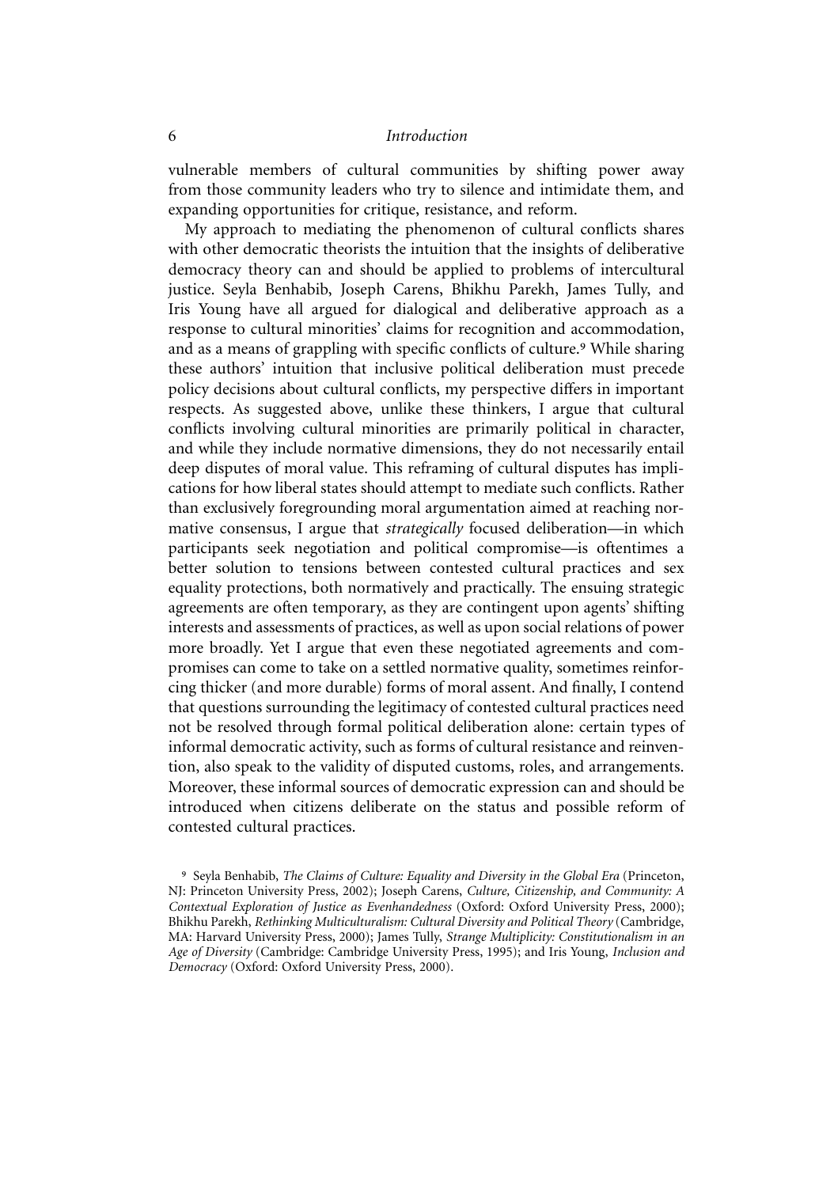vulnerable members of cultural communities by shifting power away from those community leaders who try to silence and intimidate them, and expanding opportunities for critique, resistance, and reform.

My approach to mediating the phenomenon of cultural conflicts shares with other democratic theorists the intuition that the insights of deliberative democracy theory can and should be applied to problems of intercultural justice. Seyla Benhabib, Joseph Carens, Bhikhu Parekh, James Tully, and Iris Young have all argued for dialogical and deliberative approach as a response to cultural minorities' claims for recognition and accommodation, and as a means of grappling with specific conflicts of culture.[9] While sharing these authors' intuition that inclusive political deliberation must precede policy decisions about cultural conflicts, my perspective differs in important respects. As suggested above, unlike these thinkers, I argue that cultural conflicts involving cultural minorities are primarily political in character, and while they include normative dimensions, they do not necessarily entail deep disputes of moral value. This reframing of cultural disputes has implications for how liberal states should attempt to mediate such conflicts. Rather than exclusively foregrounding moral argumentation aimed at reaching normative consensus, I argue that *strategically* focused deliberation—in which participants seek negotiation and political compromise—is oftentimes a better solution to tensions between contested cultural practices and sex equality protections, both normatively and practically. The ensuing strategic agreements are often temporary, as they are contingent upon agents' shifting interests and assessments of practices, as well as upon social relations of power more broadly. Yet I argue that even these negotiated agreements and compromises can come to take on a settled normative quality, sometimes reinforcing thicker (and more durable) forms of moral assent. And finally, I contend that questions surrounding the legitimacy of contested cultural practices need not be resolved through formal political deliberation alone: certain types of informal democratic activity, such as forms of cultural resistance and reinvention, also speak to the validity of disputed customs, roles, and arrangements. Moreover, these informal sources of democratic expression can and should be introduced when citizens deliberate on the status and possible reform of contested cultural practices.

[9] Seyla Benhabib, *The Claims of Culture: Equality and Diversity in the Global Era* (Princeton, NJ: Princeton University Press, 2002); Joseph Carens, *Culture, Citizenship, and Community: A Contextual Exploration of Justice as Evenhandedness* (Oxford: Oxford University Press, 2000); Bhikhu Parekh, *Rethinking Multiculturalism: Cultural Diversity and Political Theory* (Cambridge, MA: Harvard University Press, 2000); James Tully, *Strange Multiplicity: Constitutionalism in an Age of Diversity* (Cambridge: Cambridge University Press, 1995); and Iris Young, *Inclusion and Democracy* (Oxford: Oxford University Press, 2000).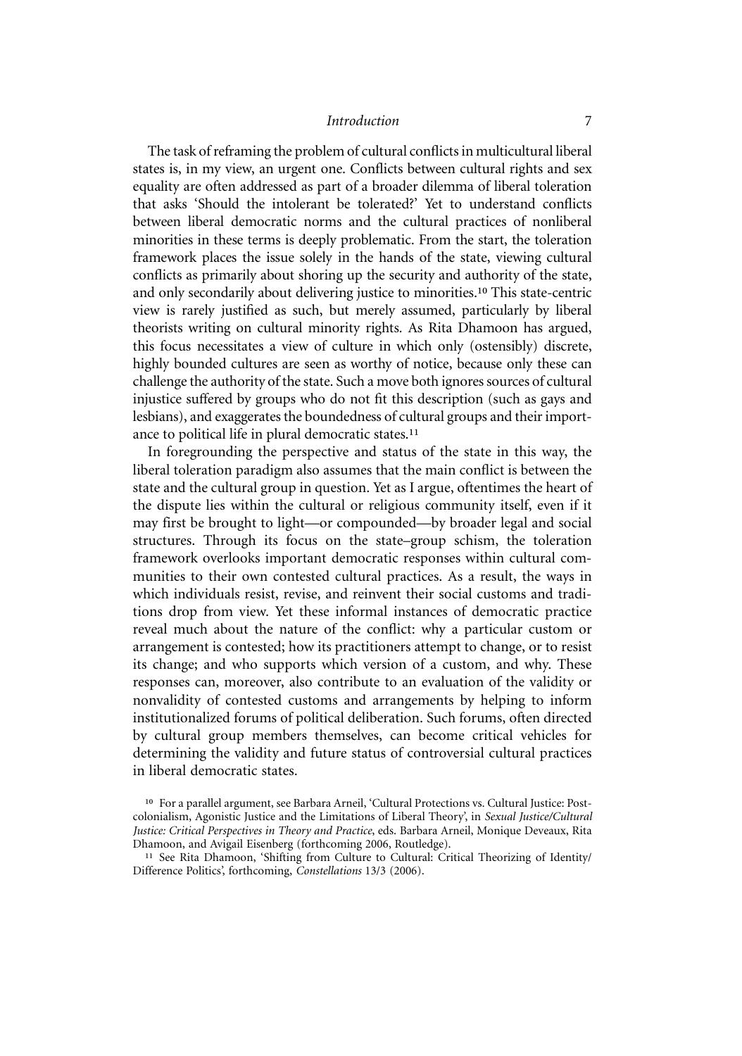The task of reframing the problem of cultural conflicts in multicultural liberal states is, in my view, an urgent one. Conflicts between cultural rights and sex equality are often addressed as part of a broader dilemma of liberal toleration that asks 'Should the intolerant be tolerated?' Yet to understand conflicts between liberal democratic norms and the cultural practices of nonliberal minorities in these terms is deeply problematic. From the start, the toleration framework places the issue solely in the hands of the state, viewing cultural conflicts as primarily about shoring up the security and authority of the state, and only secondarily about delivering justice to minorities.[10] This state-centric view is rarely justified as such, but merely assumed, particularly by liberal theorists writing on cultural minority rights. As Rita Dhamoon has argued, this focus necessitates a view of culture in which only (ostensibly) discrete, highly bounded cultures are seen as worthy of notice, because only these can challenge the authority of the state. Such a move both ignores sources of cultural injustice suffered by groups who do not fit this description (such as gays and lesbians), and exaggerates the boundedness of cultural groups and their importance to political life in plural democratic states.[11]

In foregrounding the perspective and status of the state in this way, the liberal toleration paradigm also assumes that the main conflict is between the state and the cultural group in question. Yet as I argue, oftentimes the heart of the dispute lies within the cultural or religious community itself, even if it may first be brought to light—or compounded—by broader legal and social structures. Through its focus on the state–group schism, the toleration framework overlooks important democratic responses within cultural communities to their own contested cultural practices. As a result, the ways in which individuals resist, revise, and reinvent their social customs and traditions drop from view. Yet these informal instances of democratic practice reveal much about the nature of the conflict: why a particular custom or arrangement is contested; how its practitioners attempt to change, or to resist its change; and who supports which version of a custom, and why. These responses can, moreover, also contribute to an evaluation of the validity or nonvalidity of contested customs and arrangements by helping to inform institutionalized forums of political deliberation. Such forums, often directed by cultural group members themselves, can become critical vehicles for determining the validity and future status of controversial cultural practices in liberal democratic states.

[10] For a parallel argument, see Barbara Arneil, 'Cultural Protections vs. Cultural Justice: Postcolonialism, Agonistic Justice and the Limitations of Liberal Theory', in *Sexual Justice/Cultural Justice: Critical Perspectives in Theory and Practice*, eds. Barbara Arneil, Monique Deveaux, Rita Dhamoon, and Avigail Eisenberg (forthcoming 2006, Routledge).

[11] See Rita Dhamoon, 'Shifting from Culture to Cultural: Critical Theorizing of Identity/Difference Politics', forthcoming, *Constellations* 13/3 (2006).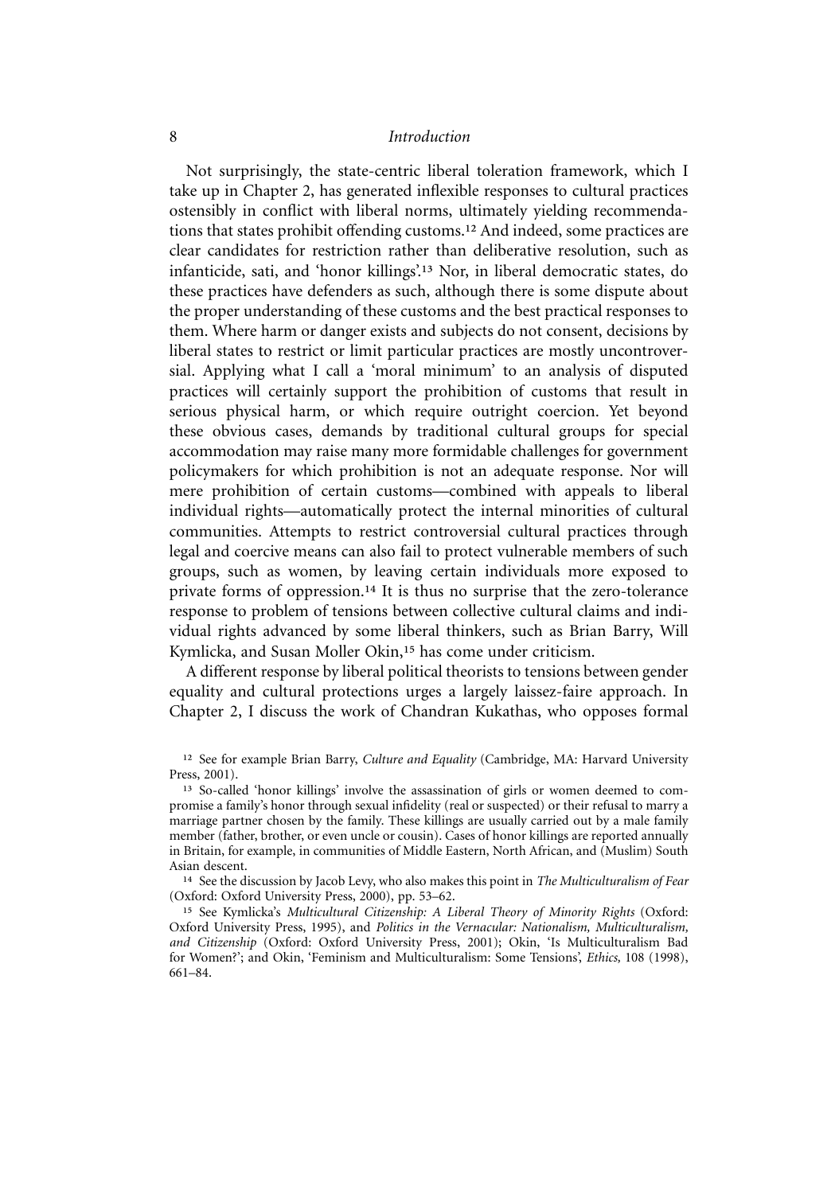Not surprisingly, the state-centric liberal toleration framework, which I take up in Chapter 2, has generated inflexible responses to cultural practices ostensibly in conflict with liberal norms, ultimately yielding recommendations that states prohibit offending customs.[12] And indeed, some practices are clear candidates for restriction rather than deliberative resolution, such as infanticide, sati, and 'honor killings'.[13] Nor, in liberal democratic states, do these practices have defenders as such, although there is some dispute about the proper understanding of these customs and the best practical responses to them. Where harm or danger exists and subjects do not consent, decisions by liberal states to restrict or limit particular practices are mostly uncontroversial. Applying what I call a 'moral minimum' to an analysis of disputed practices will certainly support the prohibition of customs that result in serious physical harm, or which require outright coercion. Yet beyond these obvious cases, demands by traditional cultural groups for special accommodation may raise many more formidable challenges for government policymakers for which prohibition is not an adequate response. Nor will mere prohibition of certain customs—combined with appeals to liberal individual rights—automatically protect the internal minorities of cultural communities. Attempts to restrict controversial cultural practices through legal and coercive means can also fail to protect vulnerable members of such groups, such as women, by leaving certain individuals more exposed to private forms of oppression.[14] It is thus no surprise that the zero-tolerance response to problem of tensions between collective cultural claims and individual rights advanced by some liberal thinkers, such as Brian Barry, Will Kymlicka, and Susan Moller Okin,[15] has come under criticism.

A different response by liberal political theorists to tensions between gender equality and cultural protections urges a largely laissez-faire approach. In Chapter 2, I discuss the work of Chandran Kukathas, who opposes formal

[12] See for example Brian Barry, *Culture and Equality* (Cambridge, MA: Harvard University Press, 2001).

[13] So-called 'honor killings' involve the assassination of girls or women deemed to compromise a family's honor through sexual infidelity (real or suspected) or their refusal to marry a marriage partner chosen by the family. These killings are usually carried out by a male family member (father, brother, or even uncle or cousin). Cases of honor killings are reported annually in Britain, for example, in communities of Middle Eastern, North African, and (Muslim) South Asian descent.

[14] See the discussion by Jacob Levy, who also makes this point in *The Multiculturalism of Fear* (Oxford: Oxford University Press, 2000), pp. 53–62.

[15] See Kymlicka's *Multicultural Citizenship: A Liberal Theory of Minority Rights* (Oxford: Oxford University Press, 1995), and *Politics in the Vernacular: Nationalism, Multiculturalism, and Citizenship* (Oxford: Oxford University Press, 2001); Okin, 'Is Multiculturalism Bad for Women?'; and Okin, 'Feminism and Multiculturalism: Some Tensions', *Ethics,* 108 (1998), 661–84.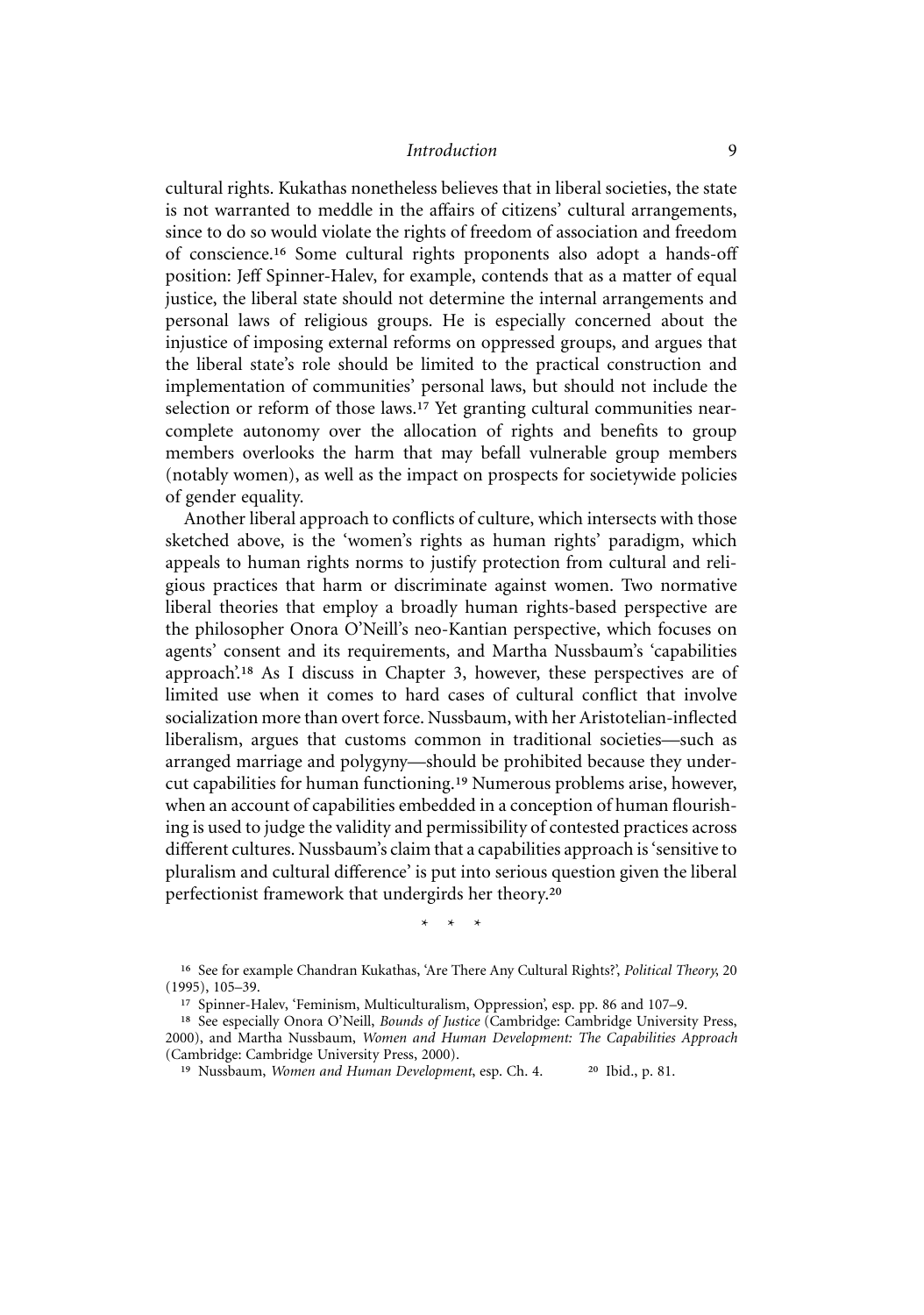cultural rights. Kukathas nonetheless believes that in liberal societies, the state is not warranted to meddle in the affairs of citizens' cultural arrangements, since to do so would violate the rights of freedom of association and freedom of conscience.[16] Some cultural rights proponents also adopt a hands-off position: Jeff Spinner-Halev, for example, contends that as a matter of equal justice, the liberal state should not determine the internal arrangements and personal laws of religious groups. He is especially concerned about the injustice of imposing external reforms on oppressed groups, and argues that the liberal state's role should be limited to the practical construction and implementation of communities' personal laws, but should not include the selection or reform of those laws.[17] Yet granting cultural communities near-complete autonomy over the allocation of rights and benefits to group members overlooks the harm that may befall vulnerable group members (notably women), as well as the impact on prospects for societywide policies of gender equality.

Another liberal approach to conflicts of culture, which intersects with those sketched above, is the 'women's rights as human rights' paradigm, which appeals to human rights norms to justify protection from cultural and religious practices that harm or discriminate against women. Two normative liberal theories that employ a broadly human rights-based perspective are the philosopher Onora O'Neill's neo-Kantian perspective, which focuses on agents' consent and its requirements, and Martha Nussbaum's 'capabilities approach'.[18] As I discuss in Chapter 3, however, these perspectives are of limited use when it comes to hard cases of cultural conflict that involve socialization more than overt force. Nussbaum, with her Aristotelian-inflected liberalism, argues that customs common in traditional societies—such as arranged marriage and polygyny—should be prohibited because they undercut capabilities for human functioning.[19] Numerous problems arise, however, when an account of capabilities embedded in a conception of human flourishing is used to judge the validity and permissibility of contested practices across different cultures. Nussbaum's claim that a capabilities approach is 'sensitive to pluralism and cultural difference' is put into serious question given the liberal perfectionist framework that undergirds her theory.[20]

\* \* \*

[16] See for example Chandran Kukathas, 'Are There Any Cultural Rights?', *Political Theory*, 20 (1995), 105–39.

[17] Spinner-Halev, 'Feminism, Multiculturalism, Oppression', esp. pp. 86 and 107–9.

[18] See especially Onora O'Neill, *Bounds of Justice* (Cambridge: Cambridge University Press, 2000), and Martha Nussbaum, *Women and Human Development: The Capabilities Approach* (Cambridge: Cambridge University Press, 2000).

[19] Nussbaum, *Women and Human Development*, esp. Ch. 4.

[20] Ibid., p. 81.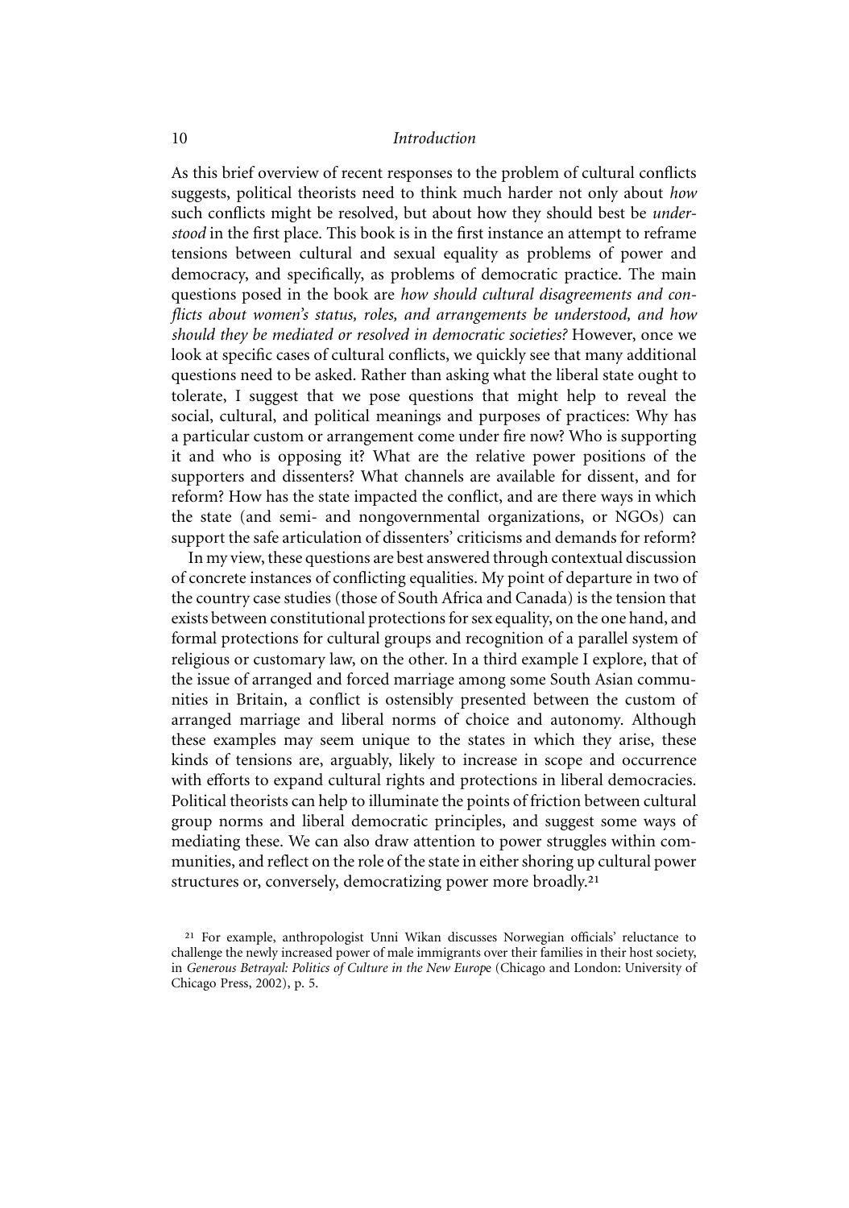As this brief overview of recent responses to the problem of cultural conflicts suggests, political theorists need to think much harder not only about *how* such conflicts might be resolved, but about how they should best be *understood* in the first place. This book is in the first instance an attempt to reframe tensions between cultural and sexual equality as problems of power and democracy, and specifically, as problems of democratic practice. The main questions posed in the book are *how should cultural disagreements and conflicts about women's status, roles, and arrangements be understood, and how should they be mediated or resolved in democratic societies?* However, once we look at specific cases of cultural conflicts, we quickly see that many additional questions need to be asked. Rather than asking what the liberal state ought to tolerate, I suggest that we pose questions that might help to reveal the social, cultural, and political meanings and purposes of practices: Why has a particular custom or arrangement come under fire now? Who is supporting it and who is opposing it? What are the relative power positions of the supporters and dissenters? What channels are available for dissent, and for reform? How has the state impacted the conflict, and are there ways in which the state (and semi- and nongovernmental organizations, or NGOs) can support the safe articulation of dissenters' criticisms and demands for reform?

In my view, these questions are best answered through contextual discussion of concrete instances of conflicting equalities. My point of departure in two of the country case studies (those of South Africa and Canada) is the tension that exists between constitutional protections for sex equality, on the one hand, and formal protections for cultural groups and recognition of a parallel system of religious or customary law, on the other. In a third example I explore, that of the issue of arranged and forced marriage among some South Asian communities in Britain, a conflict is ostensibly presented between the custom of arranged marriage and liberal norms of choice and autonomy. Although these examples may seem unique to the states in which they arise, these kinds of tensions are, arguably, likely to increase in scope and occurrence with efforts to expand cultural rights and protections in liberal democracies. Political theorists can help to illuminate the points of friction between cultural group norms and liberal democratic principles, and suggest some ways of mediating these. We can also draw attention to power struggles within communities, and reflect on the role of the state in either shoring up cultural power structures or, conversely, democratizing power more broadly.[21]

[21] For example, anthropologist Unni Wikan discusses Norwegian officials' reluctance to challenge the newly increased power of male immigrants over their families in their host society, in *Generous Betrayal: Politics of Culture in the New Europe* (Chicago and London: University of Chicago Press, 2002), p. 5.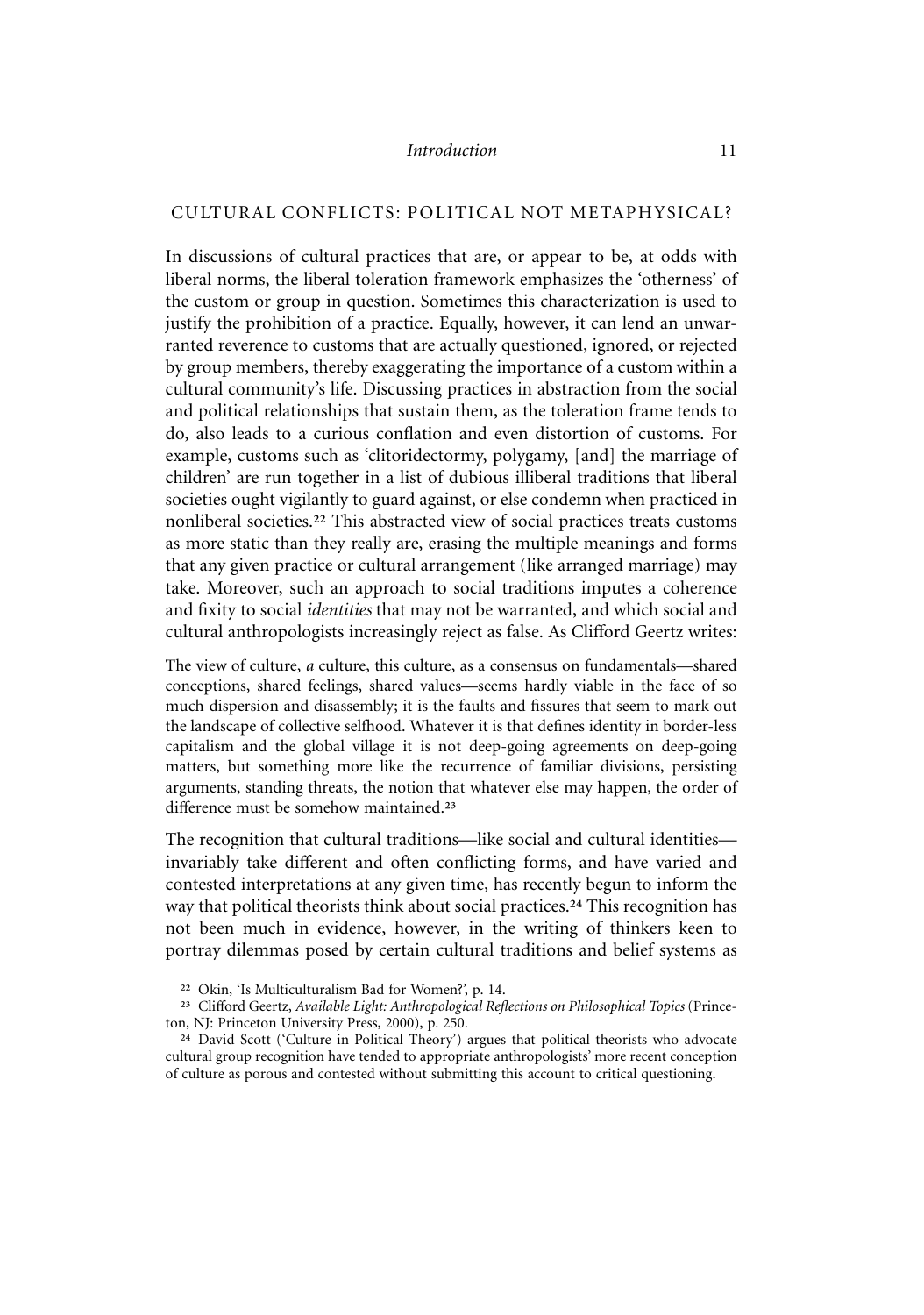## CULTURAL CONFLICTS: POLITICAL NOT METAPHYSICAL?

In discussions of cultural practices that are, or appear to be, at odds with liberal norms, the liberal toleration framework emphasizes the 'otherness' of the custom or group in question. Sometimes this characterization is used to justify the prohibition of a practice. Equally, however, it can lend an unwarranted reverence to customs that are actually questioned, ignored, or rejected by group members, thereby exaggerating the importance of a custom within a cultural community's life. Discussing practices in abstraction from the social and political relationships that sustain them, as the toleration frame tends to do, also leads to a curious conflation and even distortion of customs. For example, customs such as 'clitoridectormy, polygamy, [and] the marriage of children' are run together in a list of dubious illiberal traditions that liberal societies ought vigilantly to guard against, or else condemn when practiced in nonliberal societies.[22] This abstracted view of social practices treats customs as more static than they really are, erasing the multiple meanings and forms that any given practice or cultural arrangement (like arranged marriage) may take. Moreover, such an approach to social traditions imputes a coherence and fixity to social *identities* that may not be warranted, and which social and cultural anthropologists increasingly reject as false. As Clifford Geertz writes:

> The view of culture, *a* culture, this culture, as a consensus on fundamentals—shared conceptions, shared feelings, shared values—seems hardly viable in the face of so much dispersion and disassembly; it is the faults and fissures that seem to mark out the landscape of collective selfhood. Whatever it is that defines identity in border-less capitalism and the global village it is not deep-going agreements on deep-going matters, but something more like the recurrence of familiar divisions, persisting arguments, standing threats, the notion that whatever else may happen, the order of difference must be somehow maintained.[23]

The recognition that cultural traditions—like social and cultural identities—invariably take different and often conflicting forms, and have varied and contested interpretations at any given time, has recently begun to inform the way that political theorists think about social practices.[24] This recognition has not been much in evidence, however, in the writing of thinkers keen to portray dilemmas posed by certain cultural traditions and belief systems as

[22] Okin, 'Is Multiculturalism Bad for Women?', p. 14.

[23] Clifford Geertz, *Available Light: Anthropological Reflections on Philosophical Topics* (Princeton, NJ: Princeton University Press, 2000), p. 250.

[24] David Scott ('Culture in Political Theory') argues that political theorists who advocate cultural group recognition have tended to appropriate anthropologists' more recent conception of culture as porous and contested without submitting this account to critical questioning.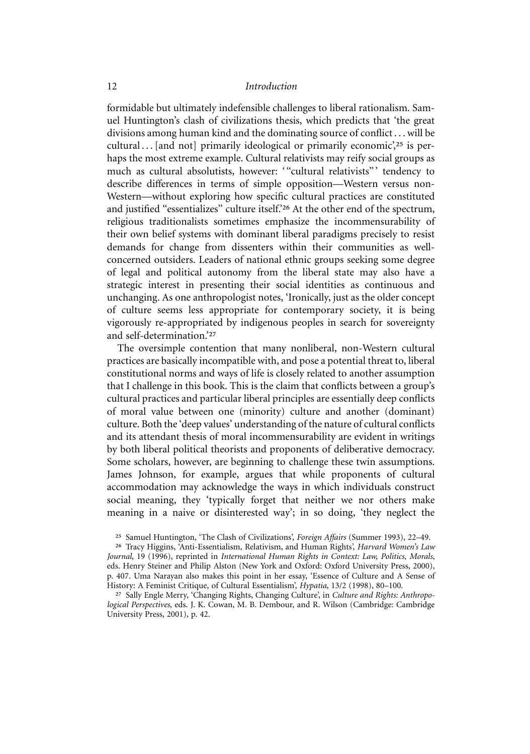formidable but ultimately indefensible challenges to liberal rationalism. Samuel Huntington's clash of civilizations thesis, which predicts that 'the great divisions among human kind and the dominating source of conflict . . . will be cultural . . . [and not] primarily ideological or primarily economic',[25] is perhaps the most extreme example. Cultural relativists may reify social groups as much as cultural absolutists, however: '"cultural relativists"' tendency to describe differences in terms of simple opposition—Western versus non-Western—without exploring how specific cultural practices are constituted and justified "essentializes" culture itself.'[26] At the other end of the spectrum, religious traditionalists sometimes emphasize the incommensurability of their own belief systems with dominant liberal paradigms precisely to resist demands for change from dissenters within their communities as well-concerned outsiders. Leaders of national ethnic groups seeking some degree of legal and political autonomy from the liberal state may also have a strategic interest in presenting their social identities as continuous and unchanging. As one anthropologist notes, 'Ironically, just as the older concept of culture seems less appropriate for contemporary society, it is being vigorously re-appropriated by indigenous peoples in search for sovereignty and self-determination.'[27]

The oversimple contention that many nonliberal, non-Western cultural practices are basically incompatible with, and pose a potential threat to, liberal constitutional norms and ways of life is closely related to another assumption that I challenge in this book. This is the claim that conflicts between a group's cultural practices and particular liberal principles are essentially deep conflicts of moral value between one (minority) culture and another (dominant) culture. Both the 'deep values' understanding of the nature of cultural conflicts and its attendant thesis of moral incommensurability are evident in writings by both liberal political theorists and proponents of deliberative democracy. Some scholars, however, are beginning to challenge these twin assumptions. James Johnson, for example, argues that while proponents of cultural accommodation may acknowledge the ways in which individuals construct social meaning, they 'typically forget that neither we nor others make meaning in a naive or disinterested way'; in so doing, 'they neglect the

[25] Samuel Huntington, 'The Clash of Civilizations', *Foreign Affairs* (Summer 1993), 22–49.

[26] Tracy Higgins, 'Anti-Essentialism, Relativism, and Human Rights', *Harvard Women's Law Journal*, 19 (1996), reprinted in *International Human Rights in Context: Law, Politics, Morals*, eds. Henry Steiner and Philip Alston (New York and Oxford: Oxford University Press, 2000), p. 407. Uma Narayan also makes this point in her essay, 'Essence of Culture and A Sense of History: A Feminist Critique, of Cultural Essentialism', *Hypatia*, 13/2 (1998), 80–100.

[27] Sally Engle Merry, 'Changing Rights, Changing Culture', in *Culture and Rights: Anthropological Perspectives*, eds. J. K. Cowan, M. B. Dembour, and R. Wilson (Cambridge: Cambridge University Press, 2001), p. 42.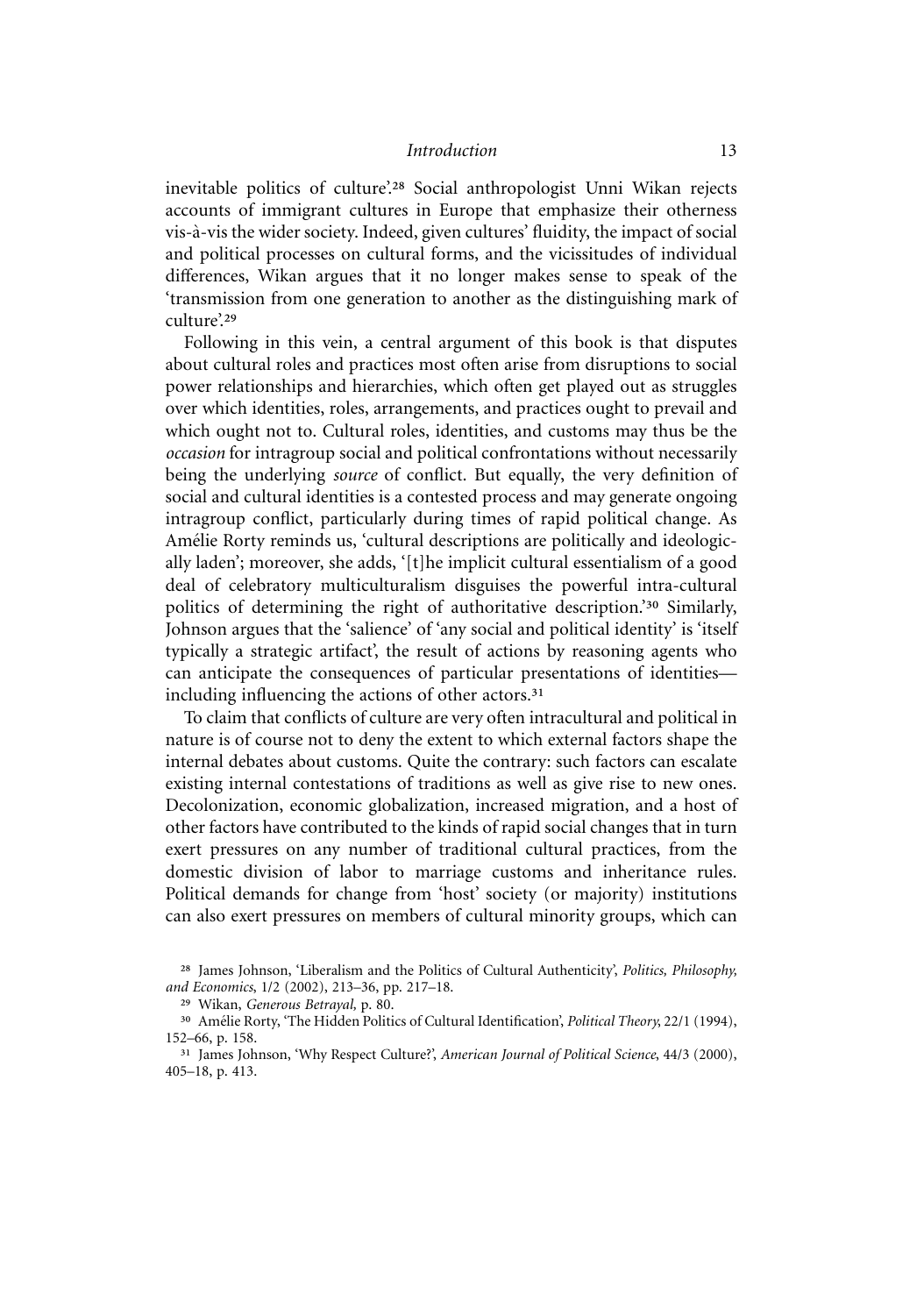inevitable politics of culture'.[28] Social anthropologist Unni Wikan rejects accounts of immigrant cultures in Europe that emphasize their otherness vis-à-vis the wider society. Indeed, given cultures' fluidity, the impact of social and political processes on cultural forms, and the vicissitudes of individual differences, Wikan argues that it no longer makes sense to speak of the 'transmission from one generation to another as the distinguishing mark of culture'.[29]

Following in this vein, a central argument of this book is that disputes about cultural roles and practices most often arise from disruptions to social power relationships and hierarchies, which often get played out as struggles over which identities, roles, arrangements, and practices ought to prevail and which ought not to. Cultural roles, identities, and customs may thus be the *occasion* for intragroup social and political confrontations without necessarily being the underlying *source* of conflict. But equally, the very definition of social and cultural identities is a contested process and may generate ongoing intragroup conflict, particularly during times of rapid political change. As Amélie Rorty reminds us, 'cultural descriptions are politically and ideologically laden'; moreover, she adds, '[t]he implicit cultural essentialism of a good deal of celebratory multiculturalism disguises the powerful intra-cultural politics of determining the right of authoritative description.'[30] Similarly, Johnson argues that the 'salience' of 'any social and political identity' is 'itself typically a strategic artifact', the result of actions by reasoning agents who can anticipate the consequences of particular presentations of identities—including influencing the actions of other actors.[31]

To claim that conflicts of culture are very often intracultural and political in nature is of course not to deny the extent to which external factors shape the internal debates about customs. Quite the contrary: such factors can escalate existing internal contestations of traditions as well as give rise to new ones. Decolonization, economic globalization, increased migration, and a host of other factors have contributed to the kinds of rapid social changes that in turn exert pressures on any number of traditional cultural practices, from the domestic division of labor to marriage customs and inheritance rules. Political demands for change from 'host' society (or majority) institutions can also exert pressures on members of cultural minority groups, which can

[28] James Johnson, 'Liberalism and the Politics of Cultural Authenticity', *Politics, Philosophy, and Economics*, 1/2 (2002), 213–36, pp. 217–18.

[29] Wikan, *Generous Betrayal,* p. 80.

[30] Amélie Rorty, 'The Hidden Politics of Cultural Identification', *Political Theory*, 22/1 (1994), 152–66, p. 158.

[31] James Johnson, 'Why Respect Culture?', *American Journal of Political Science*, 44/3 (2000), 405–18, p. 413.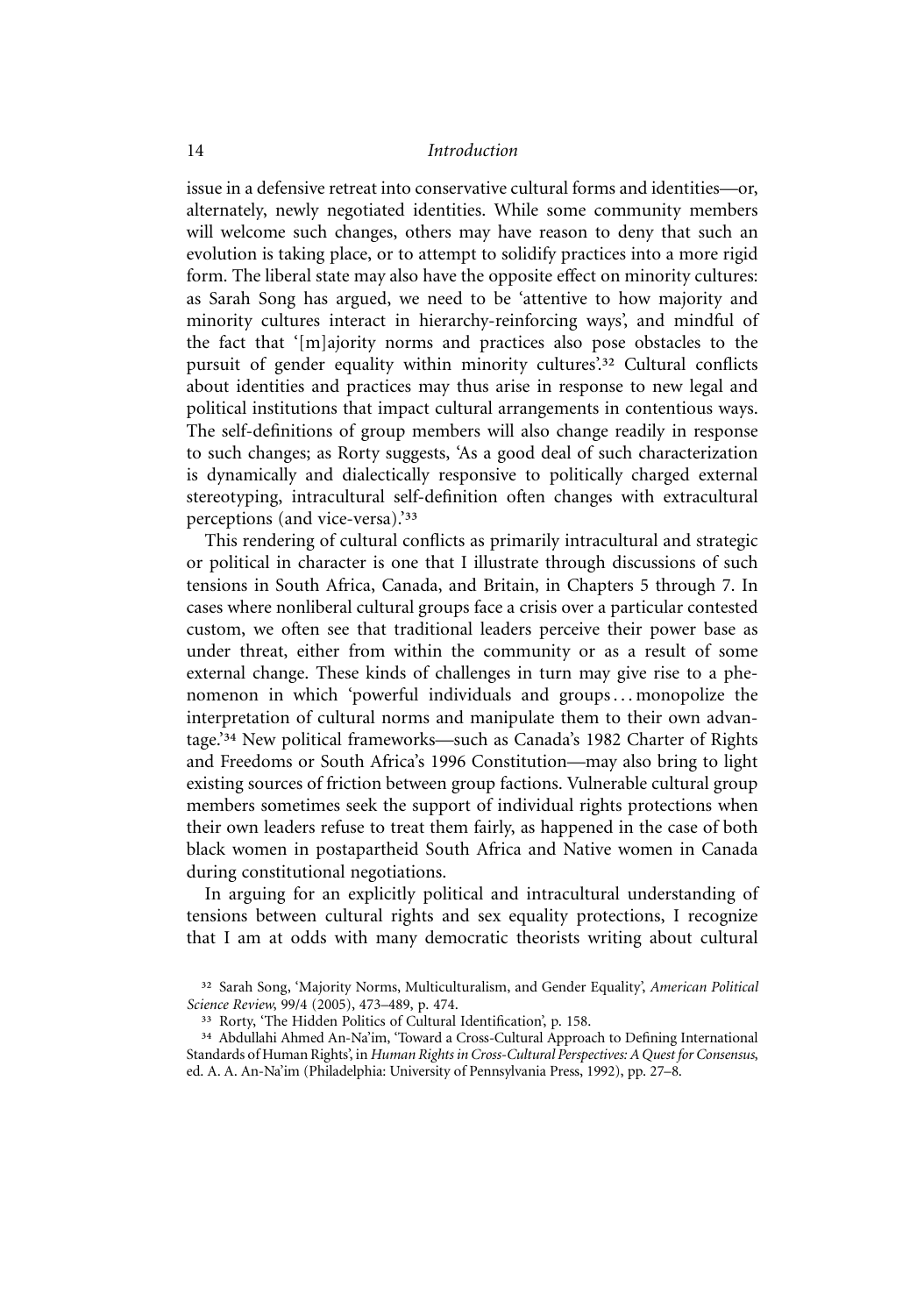issue in a defensive retreat into conservative cultural forms and identities—or, alternately, newly negotiated identities. While some community members will welcome such changes, others may have reason to deny that such an evolution is taking place, or to attempt to solidify practices into a more rigid form. The liberal state may also have the opposite effect on minority cultures: as Sarah Song has argued, we need to be 'attentive to how majority and minority cultures interact in hierarchy-reinforcing ways', and mindful of the fact that '[m]ajority norms and practices also pose obstacles to the pursuit of gender equality within minority cultures'.[32] Cultural conflicts about identities and practices may thus arise in response to new legal and political institutions that impact cultural arrangements in contentious ways. The self-definitions of group members will also change readily in response to such changes; as Rorty suggests, 'As a good deal of such characterization is dynamically and dialectically responsive to politically charged external stereotyping, intracultural self-definition often changes with extracultural perceptions (and vice-versa).'[33]

This rendering of cultural conflicts as primarily intracultural and strategic or political in character is one that I illustrate through discussions of such tensions in South Africa, Canada, and Britain, in Chapters 5 through 7. In cases where nonliberal cultural groups face a crisis over a particular contested custom, we often see that traditional leaders perceive their power base as under threat, either from within the community or as a result of some external change. These kinds of challenges in turn may give rise to a phenomenon in which 'powerful individuals and groups . . . monopolize the interpretation of cultural norms and manipulate them to their own advantage.'[34] New political frameworks—such as Canada's 1982 Charter of Rights and Freedoms or South Africa's 1996 Constitution—may also bring to light existing sources of friction between group factions. Vulnerable cultural group members sometimes seek the support of individual rights protections when their own leaders refuse to treat them fairly, as happened in the case of both black women in postapartheid South Africa and Native women in Canada during constitutional negotiations.

In arguing for an explicitly political and intracultural understanding of tensions between cultural rights and sex equality protections, I recognize that I am at odds with many democratic theorists writing about cultural

[32] Sarah Song, 'Majority Norms, Multiculturalism, and Gender Equality', *American Political Science Review*, 99/4 (2005), 473–489, p. 474.

[33] Rorty, 'The Hidden Politics of Cultural Identification', p. 158.

[34] Abdullahi Ahmed An-Na'im, 'Toward a Cross-Cultural Approach to Defining International Standards of Human Rights', in *Human Rights in Cross-Cultural Perspectives: A Quest for Consensus*, ed. A. A. An-Na'im (Philadelphia: University of Pennsylvania Press, 1992), pp. 27–8.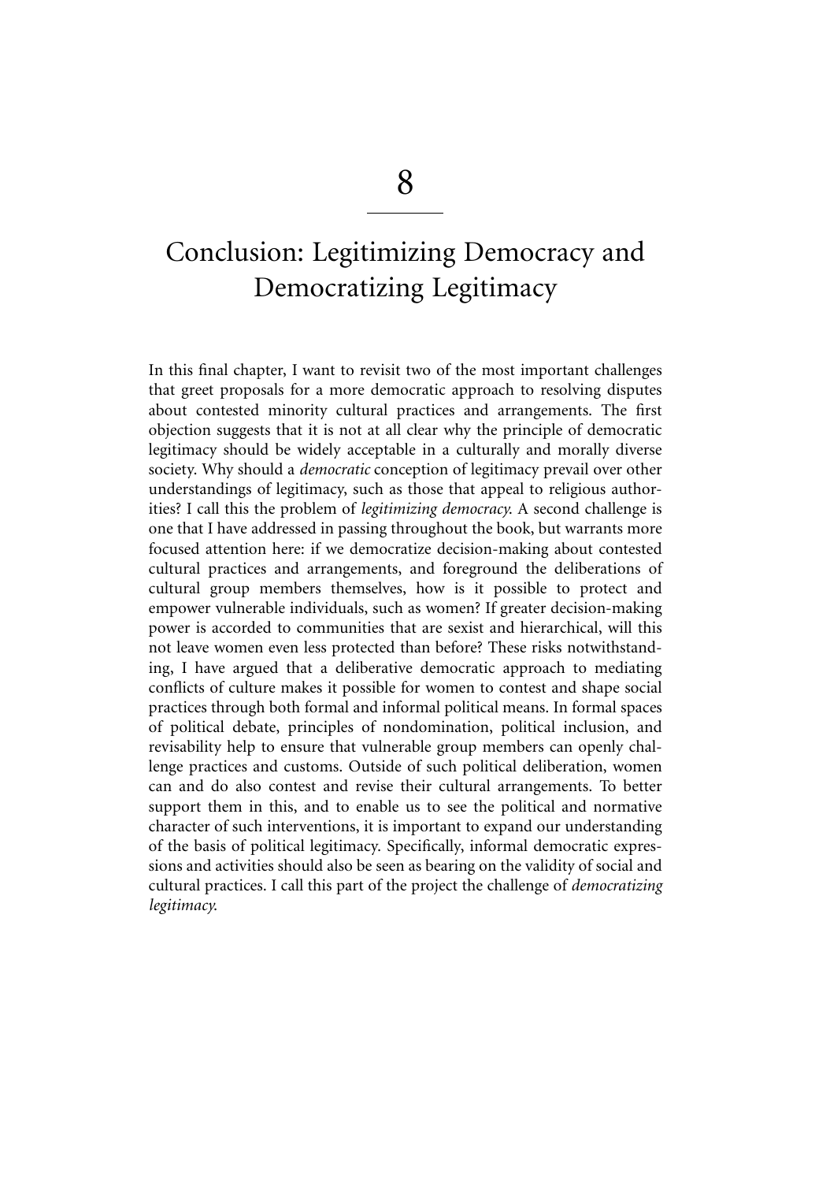# 8

# Conclusion: Legitimizing Democracy and Democratizing Legitimacy

In this final chapter, I want to revisit two of the most important challenges that greet proposals for a more democratic approach to resolving disputes about contested minority cultural practices and arrangements. The first objection suggests that it is not at all clear why the principle of democratic legitimacy should be widely acceptable in a culturally and morally diverse society. Why should a *democratic* conception of legitimacy prevail over other understandings of legitimacy, such as those that appeal to religious authorities? I call this the problem of *legitimizing democracy.* A second challenge is one that I have addressed in passing throughout the book, but warrants more focused attention here: if we democratize decision-making about contested cultural practices and arrangements, and foreground the deliberations of cultural group members themselves, how is it possible to protect and empower vulnerable individuals, such as women? If greater decision-making power is accorded to communities that are sexist and hierarchical, will this not leave women even less protected than before? These risks notwithstanding, I have argued that a deliberative democratic approach to mediating conflicts of culture makes it possible for women to contest and shape social practices through both formal and informal political means. In formal spaces of political debate, principles of nondomination, political inclusion, and revisability help to ensure that vulnerable group members can openly challenge practices and customs. Outside of such political deliberation, women can and do also contest and revise their cultural arrangements. To better support them in this, and to enable us to see the political and normative character of such interventions, it is important to expand our understanding of the basis of political legitimacy. Specifically, informal democratic expressions and activities should also be seen as bearing on the validity of social and cultural practices. I call this part of the project the challenge of *democratizing legitimacy.*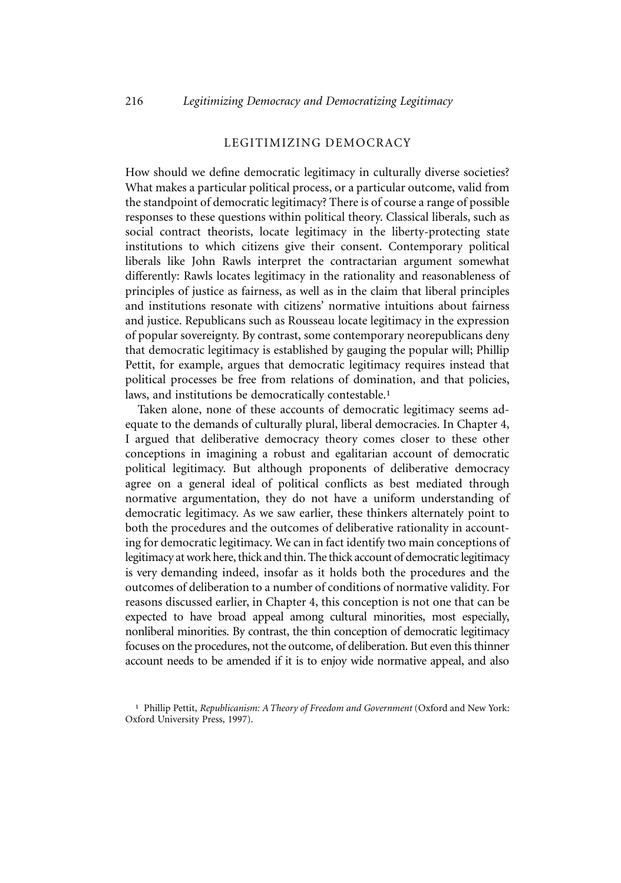## LEGITIMIZING DEMOCRACY

How should we define democratic legitimacy in culturally diverse societies? What makes a particular political process, or a particular outcome, valid from the standpoint of democratic legitimacy? There is of course a range of possible responses to these questions within political theory. Classical liberals, such as social contract theorists, locate legitimacy in the liberty-protecting state institutions to which citizens give their consent. Contemporary political liberals like John Rawls interpret the contractarian argument somewhat differently: Rawls locates legitimacy in the rationality and reasonableness of principles of justice as fairness, as well as in the claim that liberal principles and institutions resonate with citizens' normative intuitions about fairness and justice. Republicans such as Rousseau locate legitimacy in the expression of popular sovereignty. By contrast, some contemporary neorepublicans deny that democratic legitimacy is established by gauging the popular will; Phillip Pettit, for example, argues that democratic legitimacy requires instead that political processes be free from relations of domination, and that policies, laws, and institutions be democratically contestable.[1]

Taken alone, none of these accounts of democratic legitimacy seems adequate to the demands of culturally plural, liberal democracies. In Chapter 4, I argued that deliberative democracy theory comes closer to these other conceptions in imagining a robust and egalitarian account of democratic political legitimacy. But although proponents of deliberative democracy agree on a general ideal of political conflicts as best mediated through normative argumentation, they do not have a uniform understanding of democratic legitimacy. As we saw earlier, these thinkers alternately point to both the procedures and the outcomes of deliberative rationality in accounting for democratic legitimacy. We can in fact identify two main conceptions of legitimacy at work here, thick and thin. The thick account of democratic legitimacy is very demanding indeed, insofar as it holds both the procedures and the outcomes of deliberation to a number of conditions of normative validity. For reasons discussed earlier, in Chapter 4, this conception is not one that can be expected to have broad appeal among cultural minorities, most especially, nonliberal minorities. By contrast, the thin conception of democratic legitimacy focuses on the procedures, not the outcome, of deliberation. But even this thinner account needs to be amended if it is to enjoy wide normative appeal, and also

[1] Phillip Pettit, *Republicanism: A Theory of Freedom and Government* (Oxford and New York: Oxford University Press, 1997).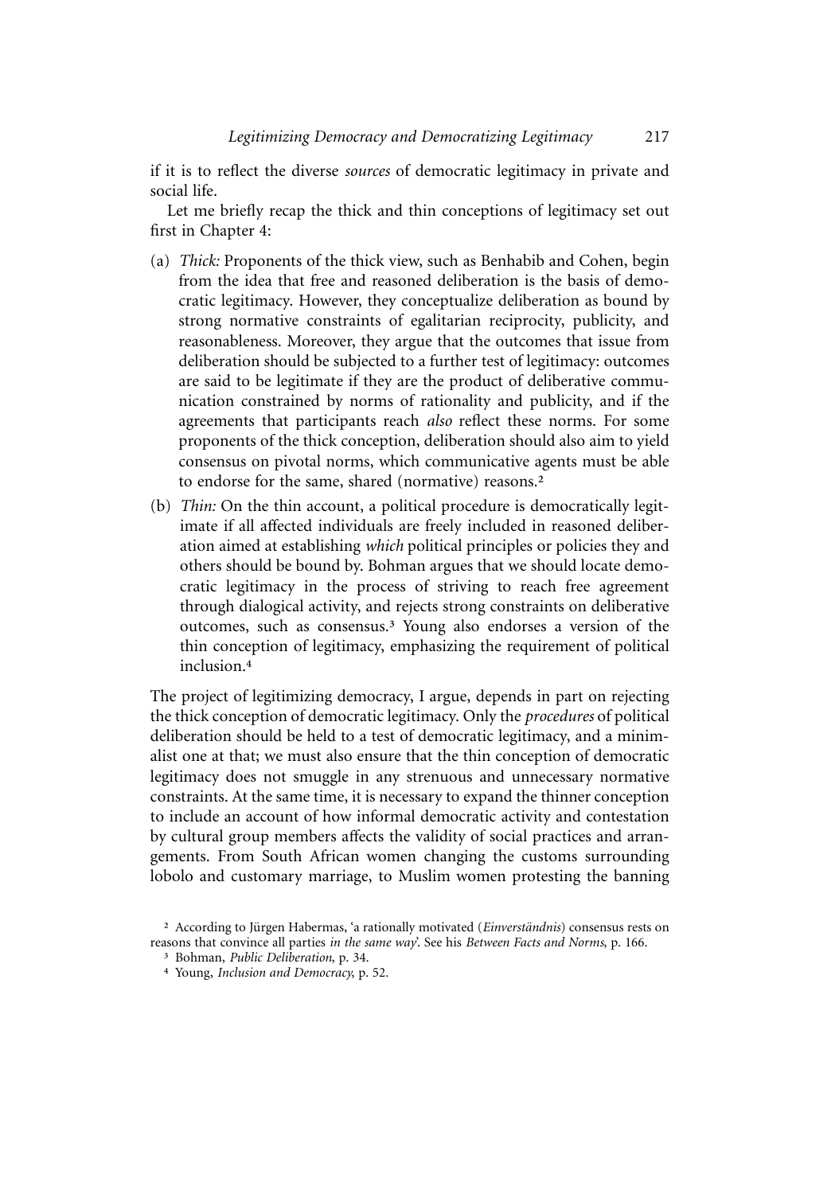if it is to reflect the diverse *sources* of democratic legitimacy in private and social life.

Let me briefly recap the thick and thin conceptions of legitimacy set out first in Chapter 4:

(a) *Thick:* Proponents of the thick view, such as Benhabib and Cohen, begin from the idea that free and reasoned deliberation is the basis of democratic legitimacy. However, they conceptualize deliberation as bound by strong normative constraints of egalitarian reciprocity, publicity, and reasonableness. Moreover, they argue that the outcomes that issue from deliberation should be subjected to a further test of legitimacy: outcomes are said to be legitimate if they are the product of deliberative communication constrained by norms of rationality and publicity, and if the agreements that participants reach *also* reflect these norms. For some proponents of the thick conception, deliberation should also aim to yield consensus on pivotal norms, which communicative agents must be able to endorse for the same, shared (normative) reasons.[2]

(b) *Thin:* On the thin account, a political procedure is democratically legitimate if all affected individuals are freely included in reasoned deliberation aimed at establishing *which* political principles or policies they and others should be bound by. Bohman argues that we should locate democratic legitimacy in the process of striving to reach free agreement through dialogical activity, and rejects strong constraints on deliberative outcomes, such as consensus.[3] Young also endorses a version of the thin conception of legitimacy, emphasizing the requirement of political inclusion.[4]

The project of legitimizing democracy, I argue, depends in part on rejecting the thick conception of democratic legitimacy. Only the *procedures* of political deliberation should be held to a test of democratic legitimacy, and a minimalist one at that; we must also ensure that the thin conception of democratic legitimacy does not smuggle in any strenuous and unnecessary normative constraints. At the same time, it is necessary to expand the thinner conception to include an account of how informal democratic activity and contestation by cultural group members affects the validity of social practices and arrangements. From South African women changing the customs surrounding lobolo and customary marriage, to Muslim women protesting the banning

[2] According to Jürgen Habermas, 'a rationally motivated (*Einverständnis*) consensus rests on reasons that convince all parties *in the same way*'. See his *Between Facts and Norms*, p. 166.

[3] Bohman, *Public Deliberation*, p. 34.

[4] Young, *Inclusion and Democracy*, p. 52.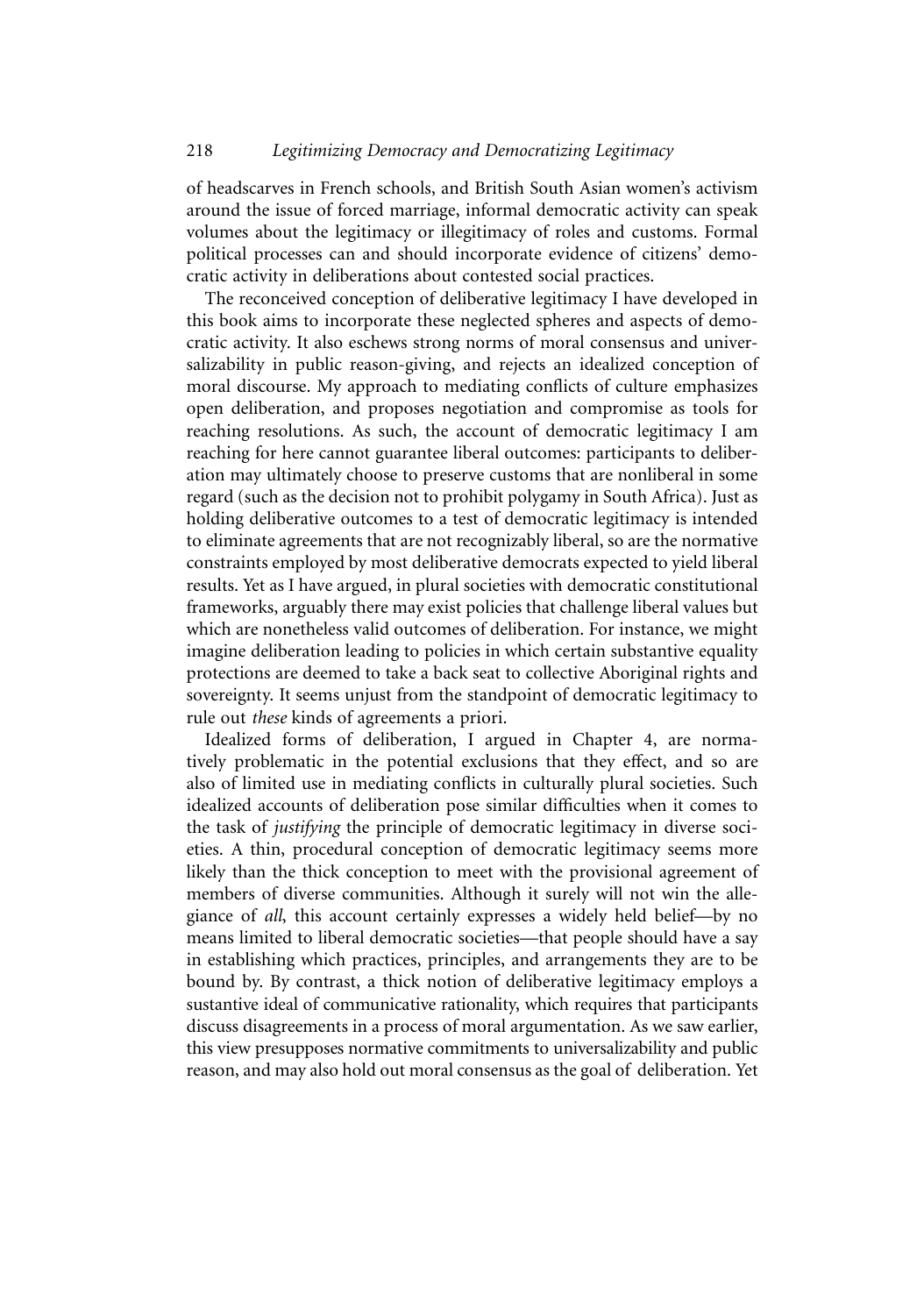of headscarves in French schools, and British South Asian women's activism around the issue of forced marriage, informal democratic activity can speak volumes about the legitimacy or illegitimacy of roles and customs. Formal political processes can and should incorporate evidence of citizens' democratic activity in deliberations about contested social practices.

The reconceived conception of deliberative legitimacy I have developed in this book aims to incorporate these neglected spheres and aspects of democratic activity. It also eschews strong norms of moral consensus and universalizability in public reason-giving, and rejects an idealized conception of moral discourse. My approach to mediating conflicts of culture emphasizes open deliberation, and proposes negotiation and compromise as tools for reaching resolutions. As such, the account of democratic legitimacy I am reaching for here cannot guarantee liberal outcomes: participants to deliberation may ultimately choose to preserve customs that are nonliberal in some regard (such as the decision not to prohibit polygamy in South Africa). Just as holding deliberative outcomes to a test of democratic legitimacy is intended to eliminate agreements that are not recognizably liberal, so are the normative constraints employed by most deliberative democrats expected to yield liberal results. Yet as I have argued, in plural societies with democratic constitutional frameworks, arguably there may exist policies that challenge liberal values but which are nonetheless valid outcomes of deliberation. For instance, we might imagine deliberation leading to policies in which certain substantive equality protections are deemed to take a back seat to collective Aboriginal rights and sovereignty. It seems unjust from the standpoint of democratic legitimacy to rule out *these* kinds of agreements a priori.

Idealized forms of deliberation, I argued in Chapter 4, are normatively problematic in the potential exclusions that they effect, and so are also of limited use in mediating conflicts in culturally plural societies. Such idealized accounts of deliberation pose similar difficulties when it comes to the task of *justifying* the principle of democratic legitimacy in diverse societies. A thin, procedural conception of democratic legitimacy seems more likely than the thick conception to meet with the provisional agreement of members of diverse communities. Although it surely will not win the allegiance of *all*, this account certainly expresses a widely held belief—by no means limited to liberal democratic societies—that people should have a say in establishing which practices, principles, and arrangements they are to be bound by. By contrast, a thick notion of deliberative legitimacy employs a sustantive ideal of communicative rationality, which requires that participants discuss disagreements in a process of moral argumentation. As we saw earlier, this view presupposes normative commitments to universalizability and public reason, and may also hold out moral consensus as the goal of deliberation. Yet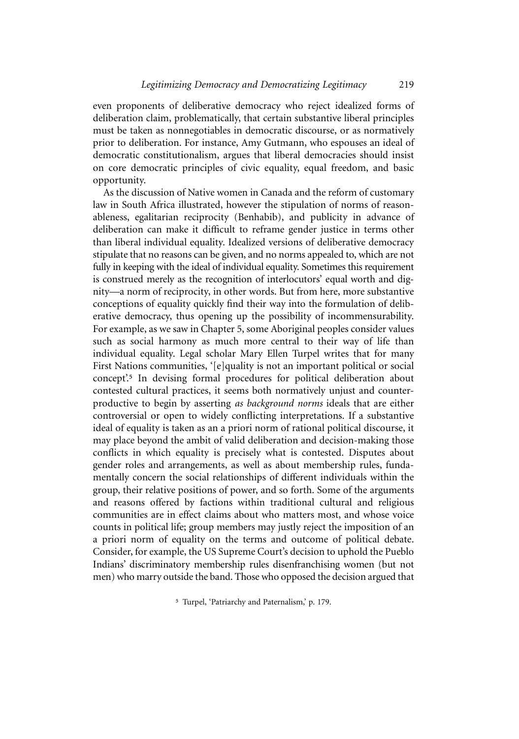even proponents of deliberative democracy who reject idealized forms of deliberation claim, problematically, that certain substantive liberal principles must be taken as nonnegotiables in democratic discourse, or as normatively prior to deliberation. For instance, Amy Gutmann, who espouses an ideal of democratic constitutionalism, argues that liberal democracies should insist on core democratic principles of civic equality, equal freedom, and basic opportunity.

As the discussion of Native women in Canada and the reform of customary law in South Africa illustrated, however the stipulation of norms of reasonableness, egalitarian reciprocity (Benhabib), and publicity in advance of deliberation can make it difficult to reframe gender justice in terms other than liberal individual equality. Idealized versions of deliberative democracy stipulate that no reasons can be given, and no norms appealed to, which are not fully in keeping with the ideal of individual equality. Sometimes this requirement is construed merely as the recognition of interlocutors' equal worth and dignity—a norm of reciprocity, in other words. But from here, more substantive conceptions of equality quickly find their way into the formulation of deliberative democracy, thus opening up the possibility of incommensurability. For example, as we saw in Chapter 5, some Aboriginal peoples consider values such as social harmony as much more central to their way of life than individual equality. Legal scholar Mary Ellen Turpel writes that for many First Nations communities, '[e]quality is not an important political or social concept'.[5] In devising formal procedures for political deliberation about contested cultural practices, it seems both normatively unjust and counterproductive to begin by asserting *as background norms* ideals that are either controversial or open to widely conflicting interpretations. If a substantive ideal of equality is taken as an a priori norm of rational political discourse, it may place beyond the ambit of valid deliberation and decision-making those conflicts in which equality is precisely what is contested. Disputes about gender roles and arrangements, as well as about membership rules, fundamentally concern the social relationships of different individuals within the group, their relative positions of power, and so forth. Some of the arguments and reasons offered by factions within traditional cultural and religious communities are in effect claims about who matters most, and whose voice counts in political life; group members may justly reject the imposition of an a priori norm of equality on the terms and outcome of political debate. Consider, for example, the US Supreme Court's decision to uphold the Pueblo Indians' discriminatory membership rules disenfranchising women (but not men) who marry outside the band. Those who opposed the decision argued that

[5] Turpel, 'Patriarchy and Paternalism,' p. 179.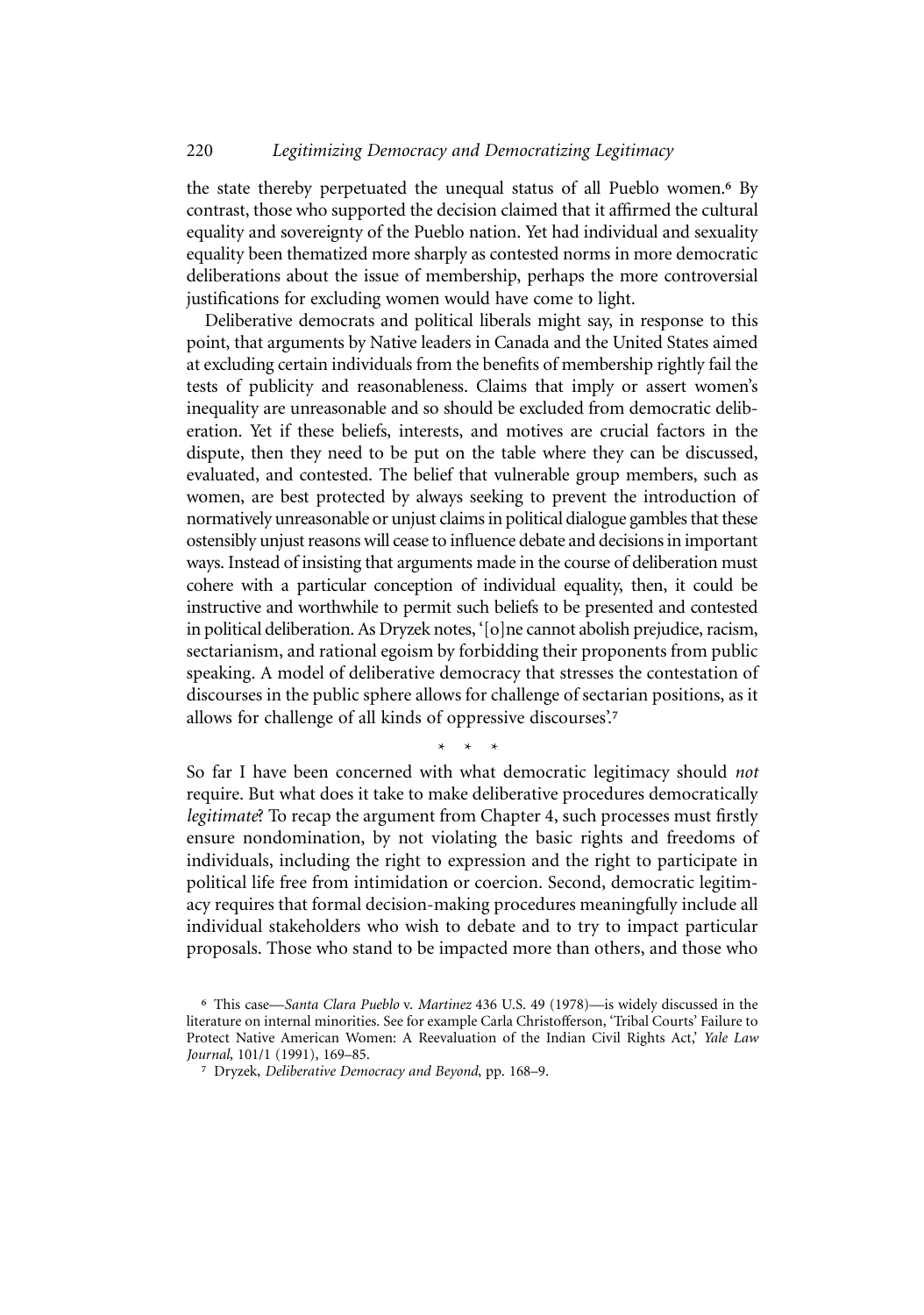the state thereby perpetuated the unequal status of all Pueblo women.[6] By contrast, those who supported the decision claimed that it affirmed the cultural equality and sovereignty of the Pueblo nation. Yet had individual and sexuality equality been thematized more sharply as contested norms in more democratic deliberations about the issue of membership, perhaps the more controversial justifications for excluding women would have come to light.

Deliberative democrats and political liberals might say, in response to this point, that arguments by Native leaders in Canada and the United States aimed at excluding certain individuals from the benefits of membership rightly fail the tests of publicity and reasonableness. Claims that imply or assert women's inequality are unreasonable and so should be excluded from democratic deliberation. Yet if these beliefs, interests, and motives are crucial factors in the dispute, then they need to be put on the table where they can be discussed, evaluated, and contested. The belief that vulnerable group members, such as women, are best protected by always seeking to prevent the introduction of normatively unreasonable or unjust claims in political dialogue gambles that these ostensibly unjust reasons will cease to influence debate and decisions in important ways. Instead of insisting that arguments made in the course of deliberation must cohere with a particular conception of individual equality, then, it could be instructive and worthwhile to permit such beliefs to be presented and contested in political deliberation. As Dryzek notes, '[o]ne cannot abolish prejudice, racism, sectarianism, and rational egoism by forbidding their proponents from public speaking. A model of deliberative democracy that stresses the contestation of discourses in the public sphere allows for challenge of sectarian positions, as it allows for challenge of all kinds of oppressive discourses'.[7]

\* \* \*

So far I have been concerned with what democratic legitimacy should *not* require. But what does it take to make deliberative procedures democratically *legitimate*? To recap the argument from Chapter 4, such processes must firstly ensure nondomination, by not violating the basic rights and freedoms of individuals, including the right to expression and the right to participate in political life free from intimidation or coercion. Second, democratic legitimacy requires that formal decision-making procedures meaningfully include all individual stakeholders who wish to debate and to try to impact particular proposals. Those who stand to be impacted more than others, and those who

[6] This case—*Santa Clara Pueblo* v. *Martinez* 436 U.S. 49 (1978)—is widely discussed in the literature on internal minorities. See for example Carla Christofferson, 'Tribal Courts' Failure to Protect Native American Women: A Reevaluation of the Indian Civil Rights Act,' *Yale Law Journal*, 101/1 (1991), 169–85.

[7] Dryzek, *Deliberative Democracy and Beyond*, pp. 168–9.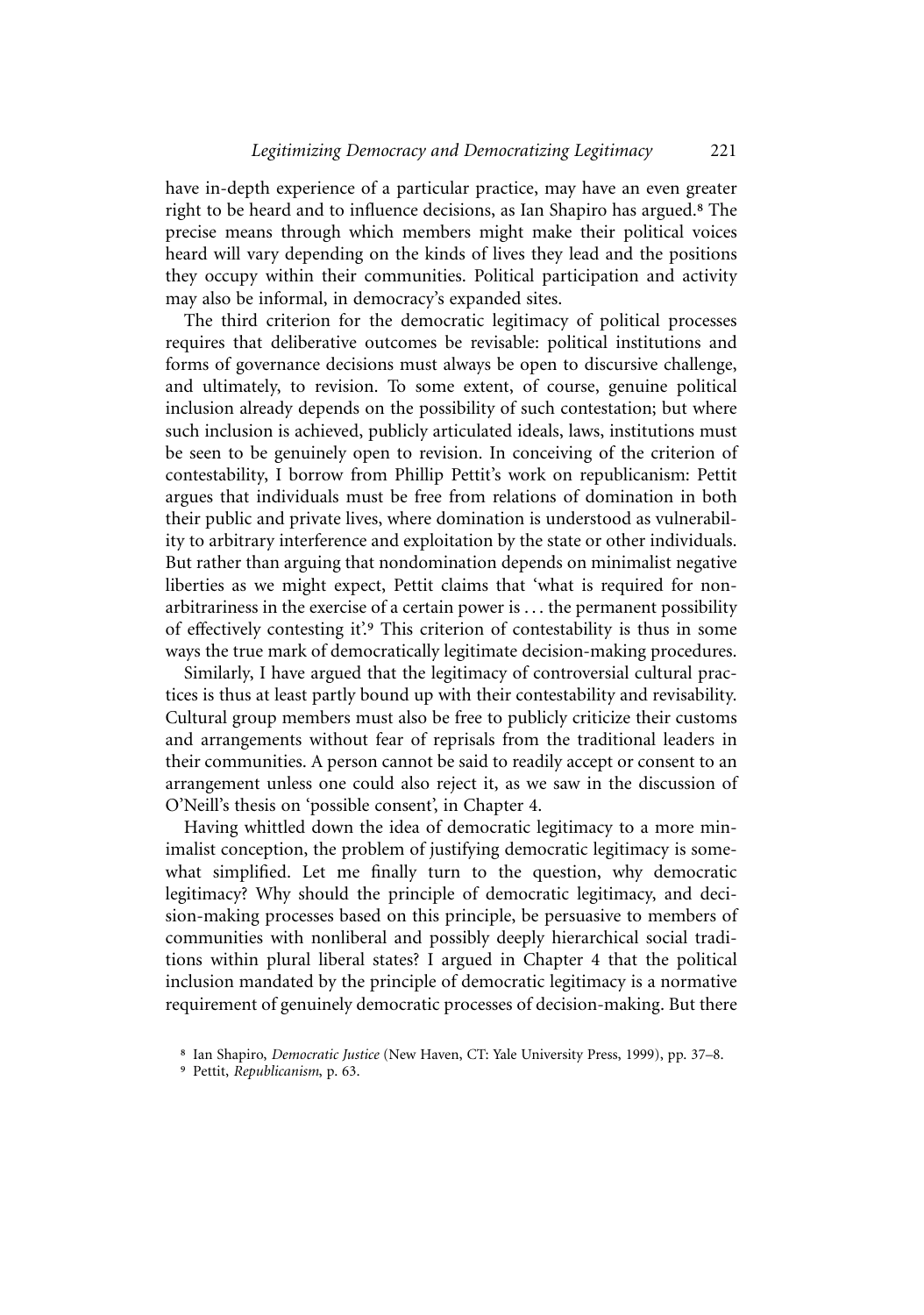have in-depth experience of a particular practice, may have an even greater right to be heard and to influence decisions, as Ian Shapiro has argued.[8] The precise means through which members might make their political voices heard will vary depending on the kinds of lives they lead and the positions they occupy within their communities. Political participation and activity may also be informal, in democracy's expanded sites.

The third criterion for the democratic legitimacy of political processes requires that deliberative outcomes be revisable: political institutions and forms of governance decisions must always be open to discursive challenge, and ultimately, to revision. To some extent, of course, genuine political inclusion already depends on the possibility of such contestation; but where such inclusion is achieved, publicly articulated ideals, laws, institutions must be seen to be genuinely open to revision. In conceiving of the criterion of contestability, I borrow from Phillip Pettit's work on republicanism: Pettit argues that individuals must be free from relations of domination in both their public and private lives, where domination is understood as vulnerability to arbitrary interference and exploitation by the state or other individuals. But rather than arguing that nondomination depends on minimalist negative liberties as we might expect, Pettit claims that 'what is required for non-arbitrariness in the exercise of a certain power is . . . the permanent possibility of effectively contesting it'.[9] This criterion of contestability is thus in some ways the true mark of democratically legitimate decision-making procedures.

Similarly, I have argued that the legitimacy of controversial cultural practices is thus at least partly bound up with their contestability and revisability. Cultural group members must also be free to publicly criticize their customs and arrangements without fear of reprisals from the traditional leaders in their communities. A person cannot be said to readily accept or consent to an arrangement unless one could also reject it, as we saw in the discussion of O'Neill's thesis on 'possible consent', in Chapter 4.

Having whittled down the idea of democratic legitimacy to a more minimalist conception, the problem of justifying democratic legitimacy is somewhat simplified. Let me finally turn to the question, why democratic legitimacy? Why should the principle of democratic legitimacy, and decision-making processes based on this principle, be persuasive to members of communities with nonliberal and possibly deeply hierarchical social traditions within plural liberal states? I argued in Chapter 4 that the political inclusion mandated by the principle of democratic legitimacy is a normative requirement of genuinely democratic processes of decision-making. But there

[8] Ian Shapiro, *Democratic Justice* (New Haven, CT: Yale University Press, 1999), pp. 37–8.

[9] Pettit, *Republicanism*, p. 63.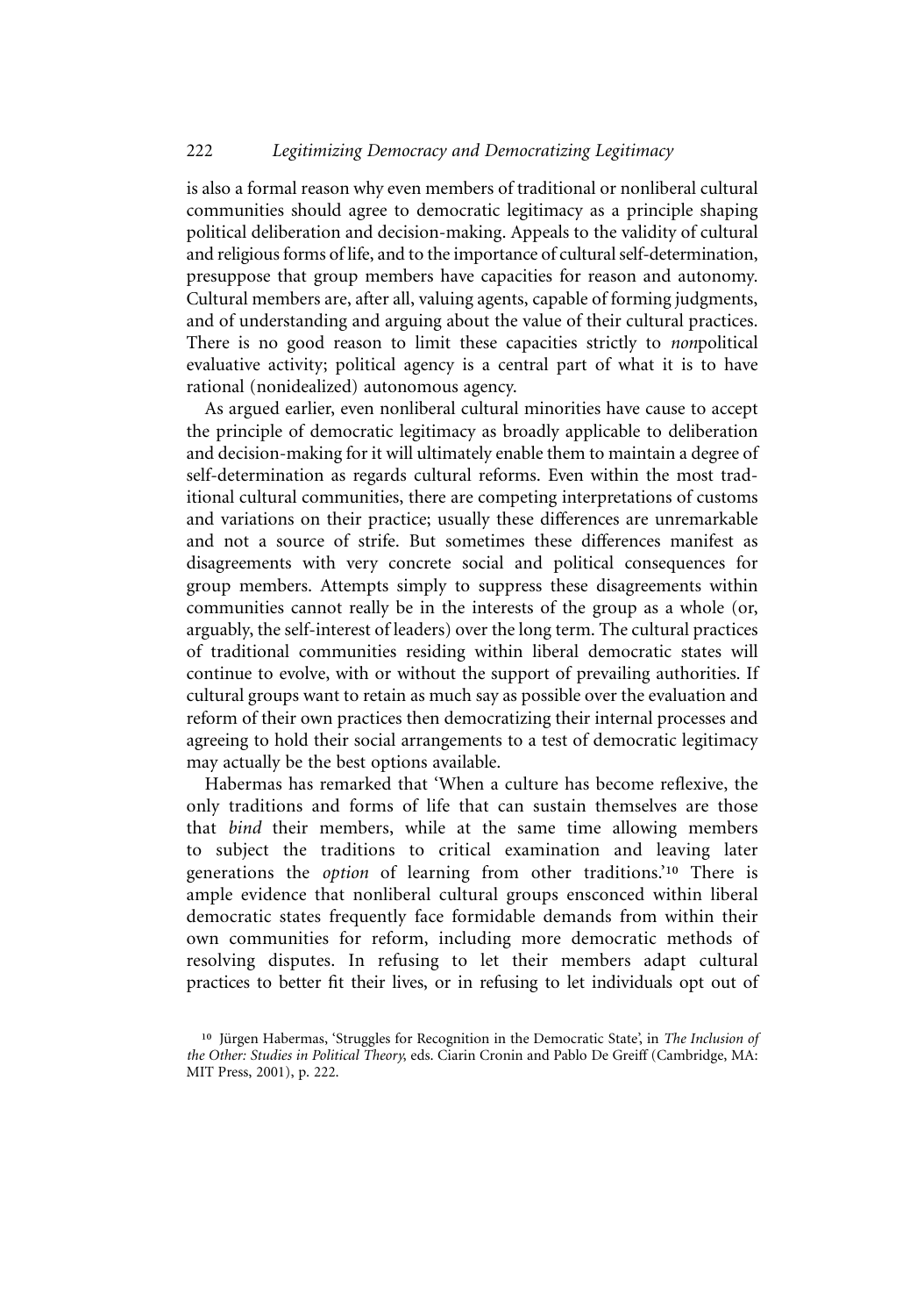is also a formal reason why even members of traditional or nonliberal cultural communities should agree to democratic legitimacy as a principle shaping political deliberation and decision-making. Appeals to the validity of cultural and religious forms of life, and to the importance of cultural self-determination, presuppose that group members have capacities for reason and autonomy. Cultural members are, after all, valuing agents, capable of forming judgments, and of understanding and arguing about the value of their cultural practices. There is no good reason to limit these capacities strictly to *non*political evaluative activity; political agency is a central part of what it is to have rational (nonidealized) autonomous agency.

As argued earlier, even nonliberal cultural minorities have cause to accept the principle of democratic legitimacy as broadly applicable to deliberation and decision-making for it will ultimately enable them to maintain a degree of self-determination as regards cultural reforms. Even within the most traditional cultural communities, there are competing interpretations of customs and variations on their practice; usually these differences are unremarkable and not a source of strife. But sometimes these differences manifest as disagreements with very concrete social and political consequences for group members. Attempts simply to suppress these disagreements within communities cannot really be in the interests of the group as a whole (or, arguably, the self-interest of leaders) over the long term. The cultural practices of traditional communities residing within liberal democratic states will continue to evolve, with or without the support of prevailing authorities. If cultural groups want to retain as much say as possible over the evaluation and reform of their own practices then democratizing their internal processes and agreeing to hold their social arrangements to a test of democratic legitimacy may actually be the best options available.

Habermas has remarked that 'When a culture has become reflexive, the only traditions and forms of life that can sustain themselves are those that *bind* their members, while at the same time allowing members to subject the traditions to critical examination and leaving later generations the *option* of learning from other traditions.'[10] There is ample evidence that nonliberal cultural groups ensconced within liberal democratic states frequently face formidable demands from within their own communities for reform, including more democratic methods of resolving disputes. In refusing to let their members adapt cultural practices to better fit their lives, or in refusing to let individuals opt out of

[10] Jürgen Habermas, 'Struggles for Recognition in the Democratic State', in *The Inclusion of the Other: Studies in Political Theory*, eds. Ciarin Cronin and Pablo De Greiff (Cambridge, MA: MIT Press, 2001), p. 222.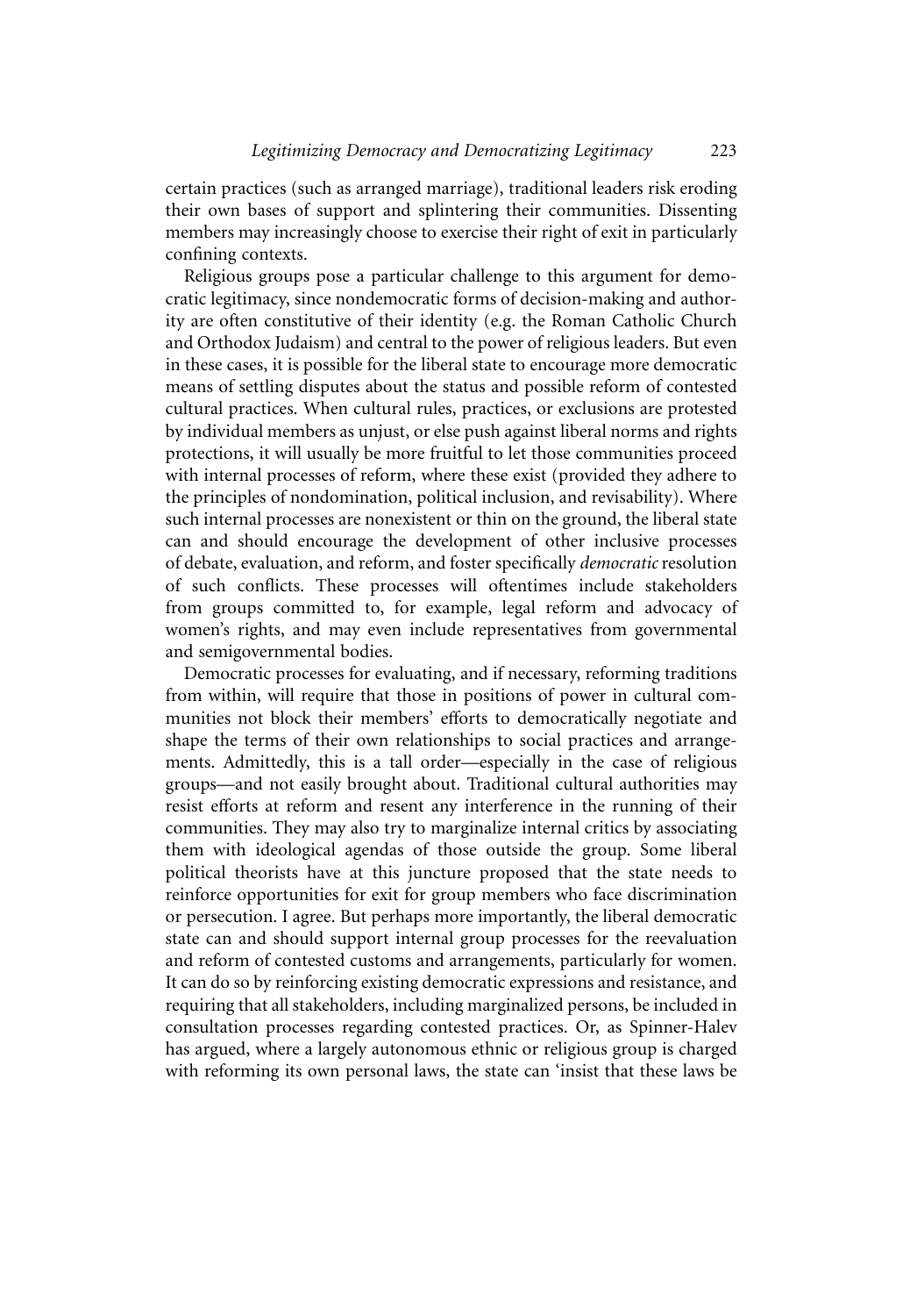certain practices (such as arranged marriage), traditional leaders risk eroding their own bases of support and splintering their communities. Dissenting members may increasingly choose to exercise their right of exit in particularly confining contexts.

Religious groups pose a particular challenge to this argument for democratic legitimacy, since nondemocratic forms of decision-making and authority are often constitutive of their identity (e.g. the Roman Catholic Church and Orthodox Judaism) and central to the power of religious leaders. But even in these cases, it is possible for the liberal state to encourage more democratic means of settling disputes about the status and possible reform of contested cultural practices. When cultural rules, practices, or exclusions are protested by individual members as unjust, or else push against liberal norms and rights protections, it will usually be more fruitful to let those communities proceed with internal processes of reform, where these exist (provided they adhere to the principles of nondomination, political inclusion, and revisability). Where such internal processes are nonexistent or thin on the ground, the liberal state can and should encourage the development of other inclusive processes of debate, evaluation, and reform, and foster specifically *democratic* resolution of such conflicts. These processes will oftentimes include stakeholders from groups committed to, for example, legal reform and advocacy of women's rights, and may even include representatives from governmental and semigovernmental bodies.

Democratic processes for evaluating, and if necessary, reforming traditions from within, will require that those in positions of power in cultural communities not block their members' efforts to democratically negotiate and shape the terms of their own relationships to social practices and arrangements. Admittedly, this is a tall order—especially in the case of religious groups—and not easily brought about. Traditional cultural authorities may resist efforts at reform and resent any interference in the running of their communities. They may also try to marginalize internal critics by associating them with ideological agendas of those outside the group. Some liberal political theorists have at this juncture proposed that the state needs to reinforce opportunities for exit for group members who face discrimination or persecution. I agree. But perhaps more importantly, the liberal democratic state can and should support internal group processes for the reevaluation and reform of contested customs and arrangements, particularly for women. It can do so by reinforcing existing democratic expressions and resistance, and requiring that all stakeholders, including marginalized persons, be included in consultation processes regarding contested practices. Or, as Spinner-Halev has argued, where a largely autonomous ethnic or religious group is charged with reforming its own personal laws, the state can 'insist that these laws be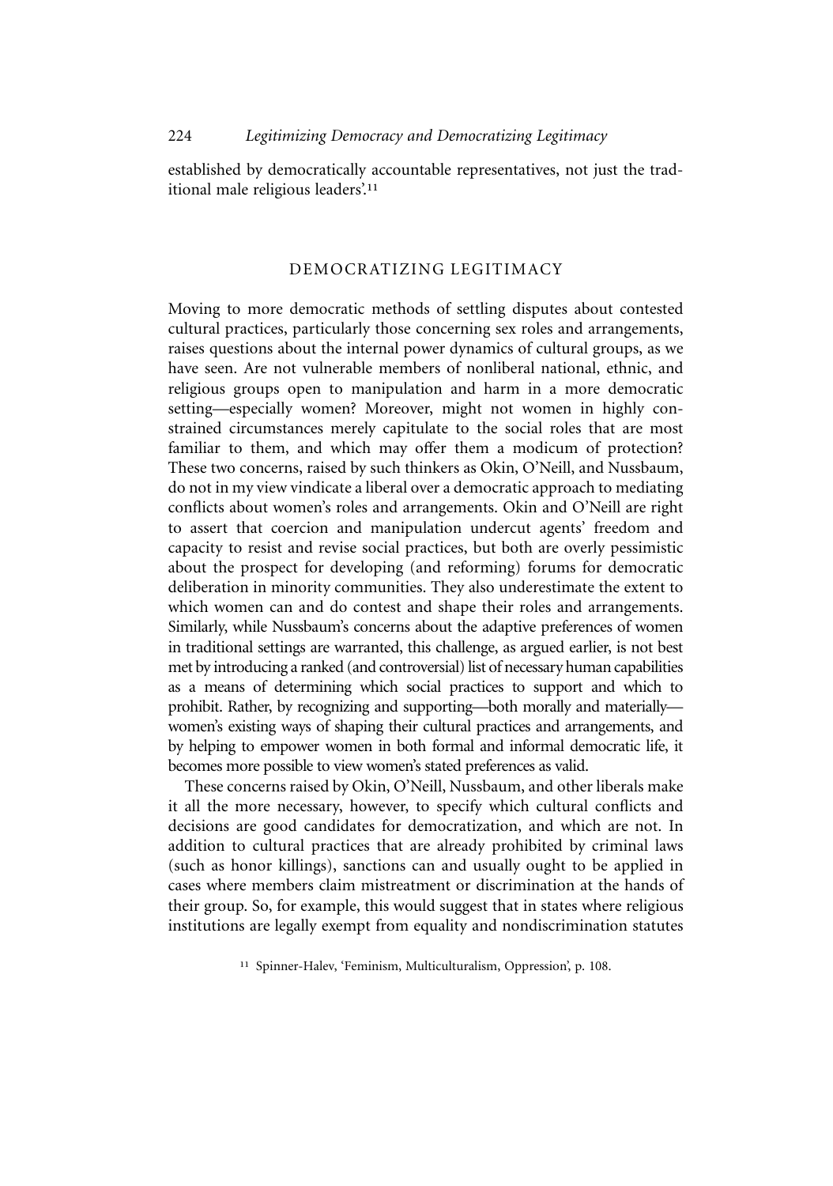established by democratically accountable representatives, not just the traditional male religious leaders'.[11]

## DEMOCRATIZING LEGITIMACY

Moving to more democratic methods of settling disputes about contested cultural practices, particularly those concerning sex roles and arrangements, raises questions about the internal power dynamics of cultural groups, as we have seen. Are not vulnerable members of nonliberal national, ethnic, and religious groups open to manipulation and harm in a more democratic setting—especially women? Moreover, might not women in highly constrained circumstances merely capitulate to the social roles that are most familiar to them, and which may offer them a modicum of protection? These two concerns, raised by such thinkers as Okin, O'Neill, and Nussbaum, do not in my view vindicate a liberal over a democratic approach to mediating conflicts about women's roles and arrangements. Okin and O'Neill are right to assert that coercion and manipulation undercut agents' freedom and capacity to resist and revise social practices, but both are overly pessimistic about the prospect for developing (and reforming) forums for democratic deliberation in minority communities. They also underestimate the extent to which women can and do contest and shape their roles and arrangements. Similarly, while Nussbaum's concerns about the adaptive preferences of women in traditional settings are warranted, this challenge, as argued earlier, is not best met by introducing a ranked (and controversial) list of necessary human capabilities as a means of determining which social practices to support and which to prohibit. Rather, by recognizing and supporting—both morally and materially—women's existing ways of shaping their cultural practices and arrangements, and by helping to empower women in both formal and informal democratic life, it becomes more possible to view women's stated preferences as valid.

These concerns raised by Okin, O'Neill, Nussbaum, and other liberals make it all the more necessary, however, to specify which cultural conflicts and decisions are good candidates for democratization, and which are not. In addition to cultural practices that are already prohibited by criminal laws (such as honor killings), sanctions can and usually ought to be applied in cases where members claim mistreatment or discrimination at the hands of their group. So, for example, this would suggest that in states where religious institutions are legally exempt from equality and nondiscrimination statutes

[11] Spinner-Halev, 'Feminism, Multiculturalism, Oppression', p. 108.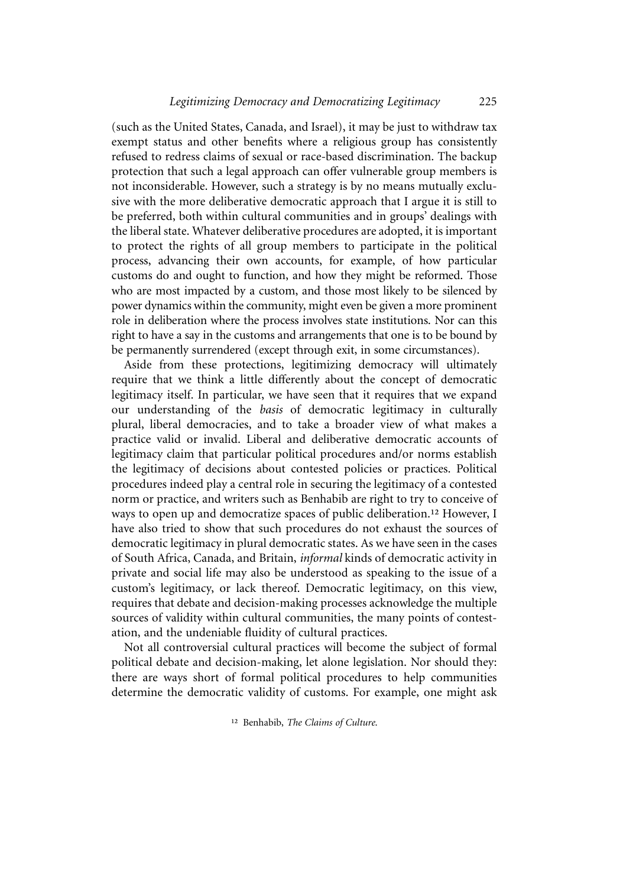(such as the United States, Canada, and Israel), it may be just to withdraw tax exempt status and other benefits where a religious group has consistently refused to redress claims of sexual or race-based discrimination. The backup protection that such a legal approach can offer vulnerable group members is not inconsiderable. However, such a strategy is by no means mutually exclusive with the more deliberative democratic approach that I argue it is still to be preferred, both within cultural communities and in groups' dealings with the liberal state. Whatever deliberative procedures are adopted, it is important to protect the rights of all group members to participate in the political process, advancing their own accounts, for example, of how particular customs do and ought to function, and how they might be reformed. Those who are most impacted by a custom, and those most likely to be silenced by power dynamics within the community, might even be given a more prominent role in deliberation where the process involves state institutions. Nor can this right to have a say in the customs and arrangements that one is to be bound by be permanently surrendered (except through exit, in some circumstances).

Aside from these protections, legitimizing democracy will ultimately require that we think a little differently about the concept of democratic legitimacy itself. In particular, we have seen that it requires that we expand our understanding of the *basis* of democratic legitimacy in culturally plural, liberal democracies, and to take a broader view of what makes a practice valid or invalid. Liberal and deliberative democratic accounts of legitimacy claim that particular political procedures and/or norms establish the legitimacy of decisions about contested policies or practices. Political procedures indeed play a central role in securing the legitimacy of a contested norm or practice, and writers such as Benhabib are right to try to conceive of ways to open up and democratize spaces of public deliberation.[12] However, I have also tried to show that such procedures do not exhaust the sources of democratic legitimacy in plural democratic states. As we have seen in the cases of South Africa, Canada, and Britain, *informal* kinds of democratic activity in private and social life may also be understood as speaking to the issue of a custom's legitimacy, or lack thereof. Democratic legitimacy, on this view, requires that debate and decision-making processes acknowledge the multiple sources of validity within cultural communities, the many points of contestation, and the undeniable fluidity of cultural practices.

Not all controversial cultural practices will become the subject of formal political debate and decision-making, let alone legislation. Nor should they: there are ways short of formal political procedures to help communities determine the democratic validity of customs. For example, one might ask

[12] Benhabib, *The Claims of Culture*.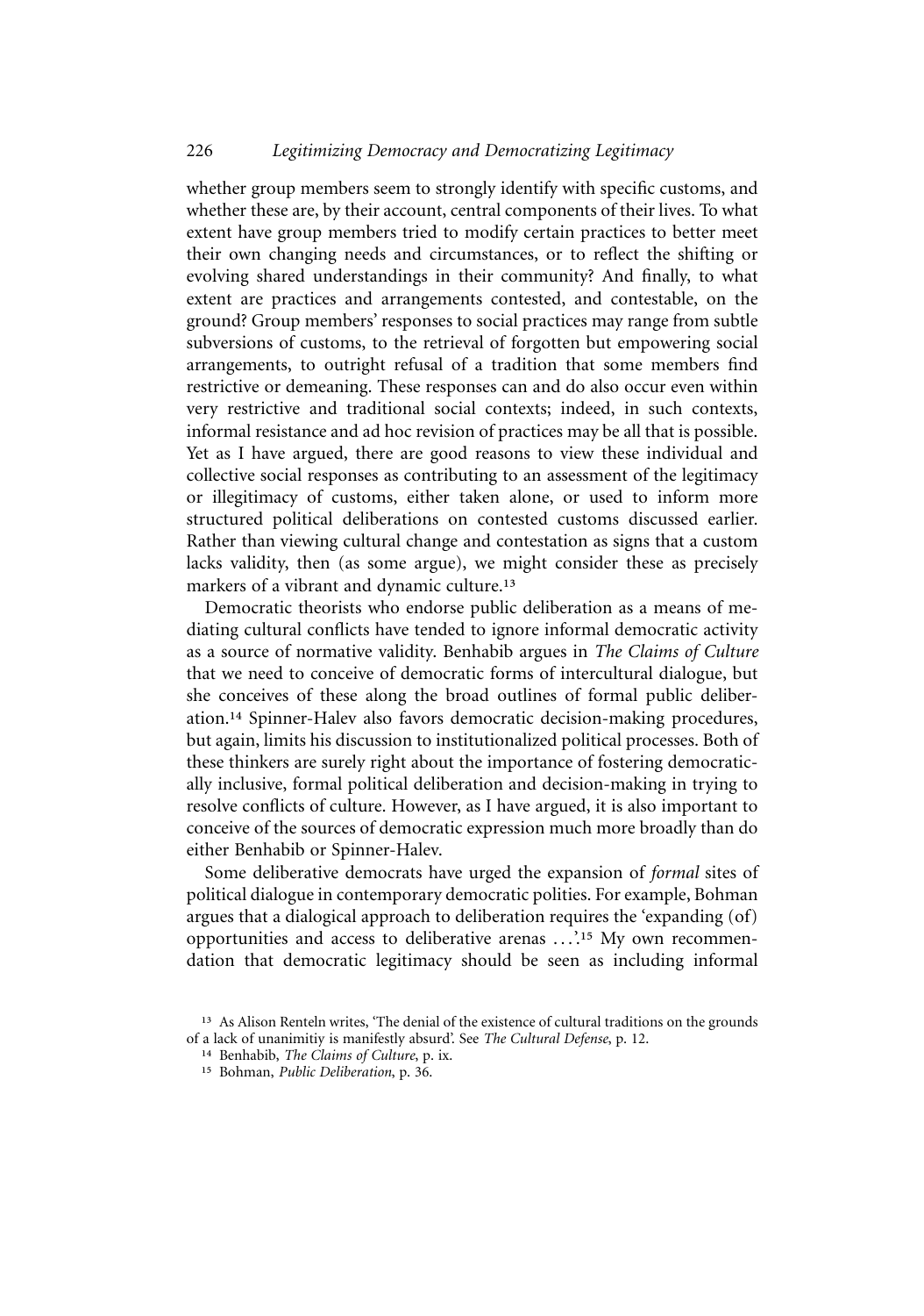whether group members seem to strongly identify with specific customs, and whether these are, by their account, central components of their lives. To what extent have group members tried to modify certain practices to better meet their own changing needs and circumstances, or to reflect the shifting or evolving shared understandings in their community? And finally, to what extent are practices and arrangements contested, and contestable, on the ground? Group members' responses to social practices may range from subtle subversions of customs, to the retrieval of forgotten but empowering social arrangements, to outright refusal of a tradition that some members find restrictive or demeaning. These responses can and do also occur even within very restrictive and traditional social contexts; indeed, in such contexts, informal resistance and ad hoc revision of practices may be all that is possible. Yet as I have argued, there are good reasons to view these individual and collective social responses as contributing to an assessment of the legitimacy or illegitimacy of customs, either taken alone, or used to inform more structured political deliberations on contested customs discussed earlier. Rather than viewing cultural change and contestation as signs that a custom lacks validity, then (as some argue), we might consider these as precisely markers of a vibrant and dynamic culture.[13]

Democratic theorists who endorse public deliberation as a means of mediating cultural conflicts have tended to ignore informal democratic activity as a source of normative validity. Benhabib argues in *The Claims of Culture* that we need to conceive of democratic forms of intercultural dialogue, but she conceives of these along the broad outlines of formal public deliberation.[14] Spinner-Halev also favors democratic decision-making procedures, but again, limits his discussion to institutionalized political processes. Both of these thinkers are surely right about the importance of fostering democratically inclusive, formal political deliberation and decision-making in trying to resolve conflicts of culture. However, as I have argued, it is also important to conceive of the sources of democratic expression much more broadly than do either Benhabib or Spinner-Halev.

Some deliberative democrats have urged the expansion of *formal* sites of political dialogue in contemporary democratic polities. For example, Bohman argues that a dialogical approach to deliberation requires the 'expanding (of) opportunities and access to deliberative arenas ...'.[15] My own recommendation that democratic legitimacy should be seen as including informal

[13] As Alison Renteln writes, 'The denial of the existence of cultural traditions on the grounds of a lack of unanimitiy is manifestly absurd'. See *The Cultural Defense*, p. 12.

[14] Benhabib, *The Claims of Culture*, p. ix.

[15] Bohman, *Public Deliberation*, p. 36.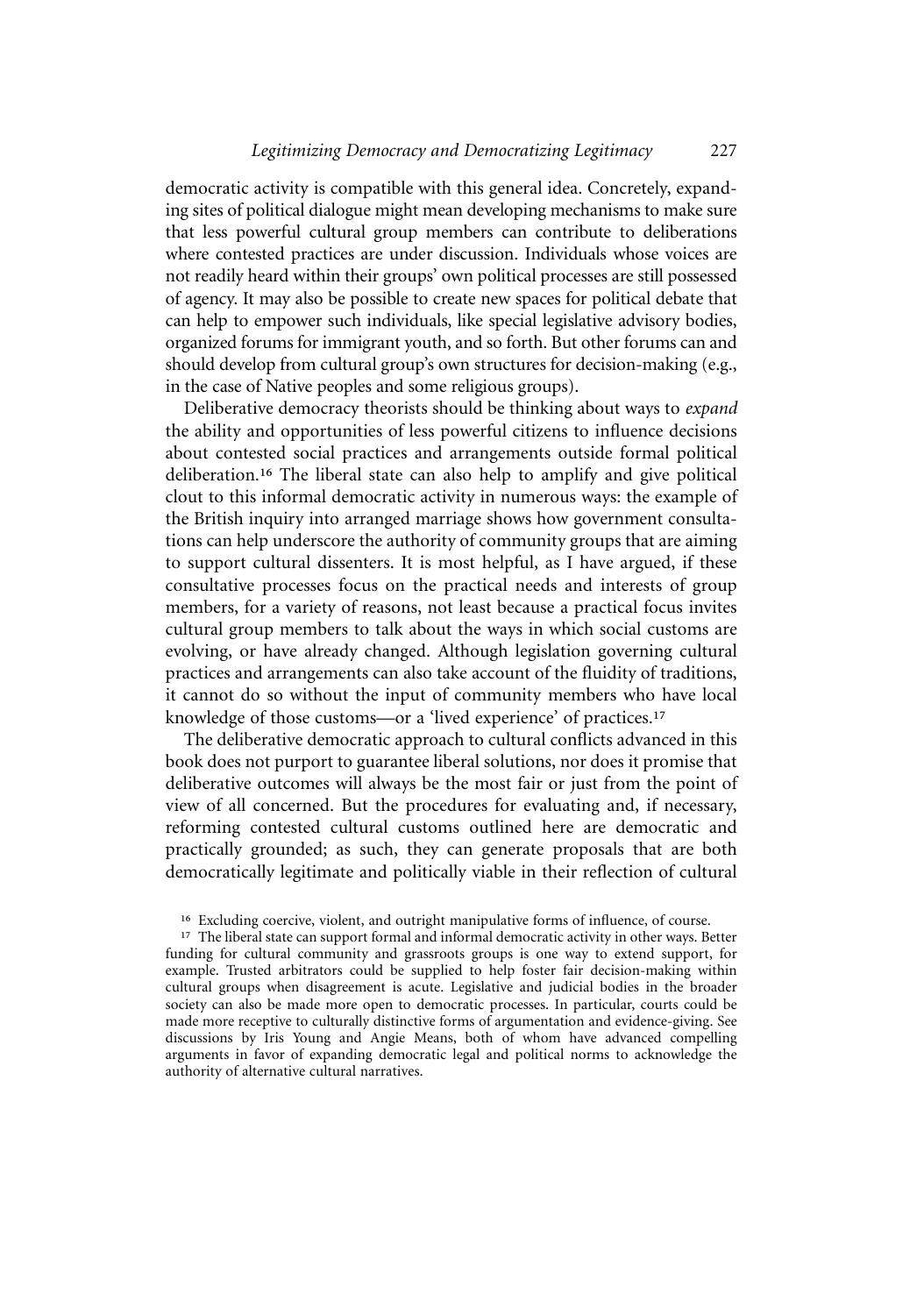democratic activity is compatible with this general idea. Concretely, expanding sites of political dialogue might mean developing mechanisms to make sure that less powerful cultural group members can contribute to deliberations where contested practices are under discussion. Individuals whose voices are not readily heard within their groups' own political processes are still possessed of agency. It may also be possible to create new spaces for political debate that can help to empower such individuals, like special legislative advisory bodies, organized forums for immigrant youth, and so forth. But other forums can and should develop from cultural group's own structures for decision-making (e.g., in the case of Native peoples and some religious groups).

Deliberative democracy theorists should be thinking about ways to *expand* the ability and opportunities of less powerful citizens to influence decisions about contested social practices and arrangements outside formal political deliberation.[16] The liberal state can also help to amplify and give political clout to this informal democratic activity in numerous ways: the example of the British inquiry into arranged marriage shows how government consultations can help underscore the authority of community groups that are aiming to support cultural dissenters. It is most helpful, as I have argued, if these consultative processes focus on the practical needs and interests of group members, for a variety of reasons, not least because a practical focus invites cultural group members to talk about the ways in which social customs are evolving, or have already changed. Although legislation governing cultural practices and arrangements can also take account of the fluidity of traditions, it cannot do so without the input of community members who have local knowledge of those customs—or a 'lived experience' of practices.[17]

The deliberative democratic approach to cultural conflicts advanced in this book does not purport to guarantee liberal solutions, nor does it promise that deliberative outcomes will always be the most fair or just from the point of view of all concerned. But the procedures for evaluating and, if necessary, reforming contested cultural customs outlined here are democratic and practically grounded; as such, they can generate proposals that are both democratically legitimate and politically viable in their reflection of cultural

[16] Excluding coercive, violent, and outright manipulative forms of influence, of course.

[17] The liberal state can support formal and informal democratic activity in other ways. Better funding for cultural community and grassroots groups is one way to extend support, for example. Trusted arbitrators could be supplied to help foster fair decision-making within cultural groups when disagreement is acute. Legislative and judicial bodies in the broader society can also be made more open to democratic processes. In particular, courts could be made more receptive to culturally distinctive forms of argumentation and evidence-giving. See discussions by Iris Young and Angie Means, both of whom have advanced compelling arguments in favor of expanding democratic legal and political norms to acknowledge the authority of alternative cultural narratives.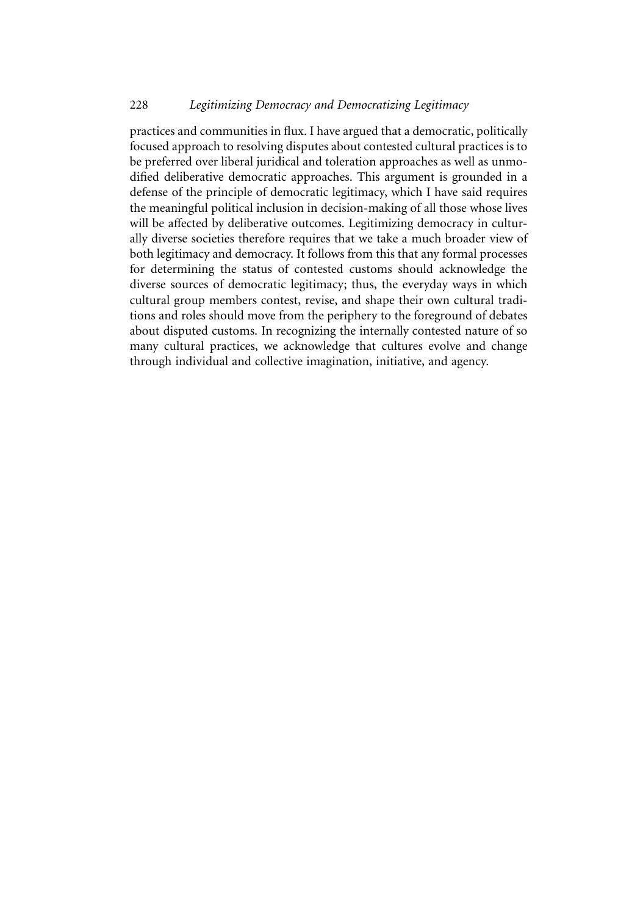practices and communities in flux. I have argued that a democratic, politically focused approach to resolving disputes about contested cultural practices is to be preferred over liberal juridical and toleration approaches as well as unmodified deliberative democratic approaches. This argument is grounded in a defense of the principle of democratic legitimacy, which I have said requires the meaningful political inclusion in decision-making of all those whose lives will be affected by deliberative outcomes. Legitimizing democracy in culturally diverse societies therefore requires that we take a much broader view of both legitimacy and democracy. It follows from this that any formal processes for determining the status of contested customs should acknowledge the diverse sources of democratic legitimacy; thus, the everyday ways in which cultural group members contest, revise, and shape their own cultural traditions and roles should move from the periphery to the foreground of debates about disputed customs. In recognizing the internally contested nature of so many cultural practices, we acknowledge that cultures evolve and change through individual and collective imagination, initiative, and agency.